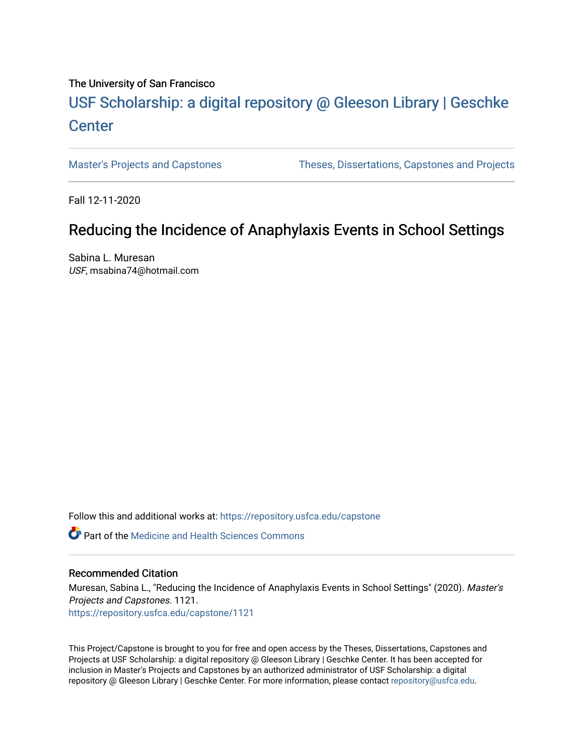The University of San Francisco

# USF Scholarship: a digital repository @ Gleeson Library | Geschke Center

Master's Projects and Capstones | Theses, Dissertations, Capstones and Projects

Fall 12-11-2020

## Reducing the Incidence of Anaphylaxis Events in School Settings

Sabina L. Muresan
*USF*, msabina74@hotmail.com

Follow this and additional works at: https://repository.usfca.edu/capstone

Part of the Medicine and Health Sciences Commons

### Recommended Citation

Muresan, Sabina L., "Reducing the Incidence of Anaphylaxis Events in School Settings" (2020). *Master's Projects and Capstones*. 1121.
https://repository.usfca.edu/capstone/1121

This Project/Capstone is brought to you for free and open access by the Theses, Dissertations, Capstones and Projects at USF Scholarship: a digital repository @ Gleeson Library | Geschke Center. It has been accepted for inclusion in Master's Projects and Capstones by an authorized administrator of USF Scholarship: a digital repository @ Gleeson Library | Geschke Center. For more information, please contact repository@usfca.edu.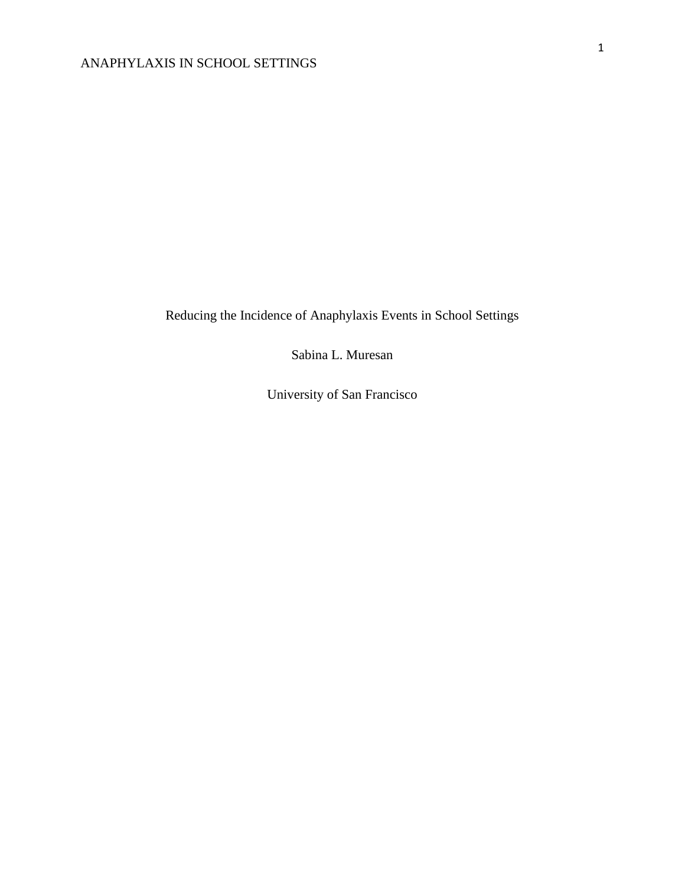Reducing the Incidence of Anaphylaxis Events in School Settings

Sabina L. Muresan

University of San Francisco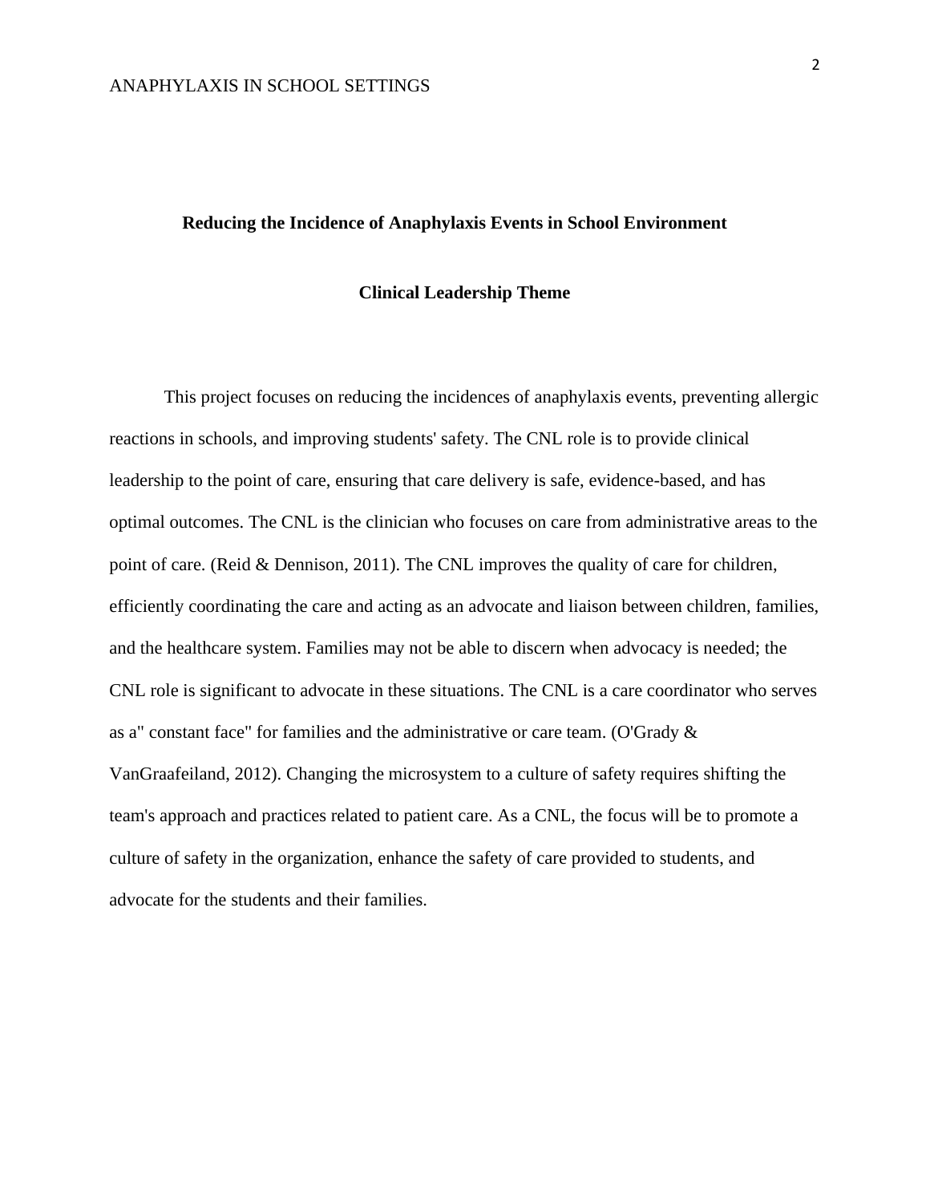## Reducing the Incidence of Anaphylaxis Events in School Environment

### Clinical Leadership Theme

This project focuses on reducing the incidences of anaphylaxis events, preventing allergic reactions in schools, and improving students' safety. The CNL role is to provide clinical leadership to the point of care, ensuring that care delivery is safe, evidence-based, and has optimal outcomes. The CNL is the clinician who focuses on care from administrative areas to the point of care. (Reid & Dennison, 2011). The CNL improves the quality of care for children, efficiently coordinating the care and acting as an advocate and liaison between children, families, and the healthcare system. Families may not be able to discern when advocacy is needed; the CNL role is significant to advocate in these situations. The CNL is a care coordinator who serves as a" constant face" for families and the administrative or care team. (O'Grady & VanGraafeiland, 2012). Changing the microsystem to a culture of safety requires shifting the team's approach and practices related to patient care. As a CNL, the focus will be to promote a culture of safety in the organization, enhance the safety of care provided to students, and advocate for the students and their families.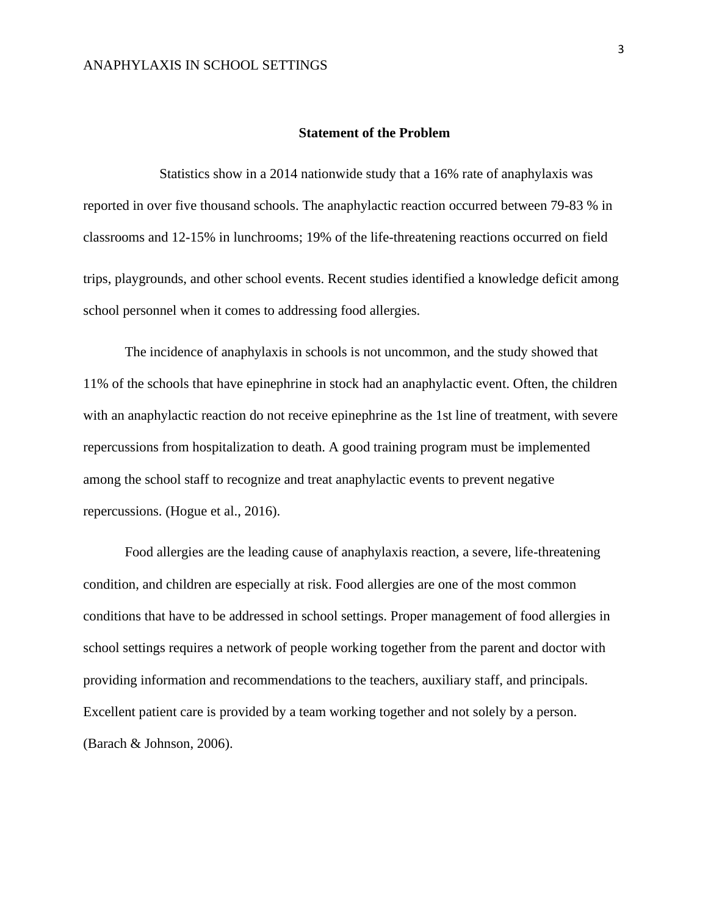## Statement of the Problem

Statistics show in a 2014 nationwide study that a 16% rate of anaphylaxis was reported in over five thousand schools. The anaphylactic reaction occurred between 79-83 % in classrooms and 12-15% in lunchrooms; 19% of the life-threatening reactions occurred on field trips, playgrounds, and other school events. Recent studies identified a knowledge deficit among school personnel when it comes to addressing food allergies.

The incidence of anaphylaxis in schools is not uncommon, and the study showed that 11% of the schools that have epinephrine in stock had an anaphylactic event. Often, the children with an anaphylactic reaction do not receive epinephrine as the 1st line of treatment, with severe repercussions from hospitalization to death. A good training program must be implemented among the school staff to recognize and treat anaphylactic events to prevent negative repercussions. (Hogue et al., 2016).

Food allergies are the leading cause of anaphylaxis reaction, a severe, life-threatening condition, and children are especially at risk. Food allergies are one of the most common conditions that have to be addressed in school settings. Proper management of food allergies in school settings requires a network of people working together from the parent and doctor with providing information and recommendations to the teachers, auxiliary staff, and principals. Excellent patient care is provided by a team working together and not solely by a person. (Barach & Johnson, 2006).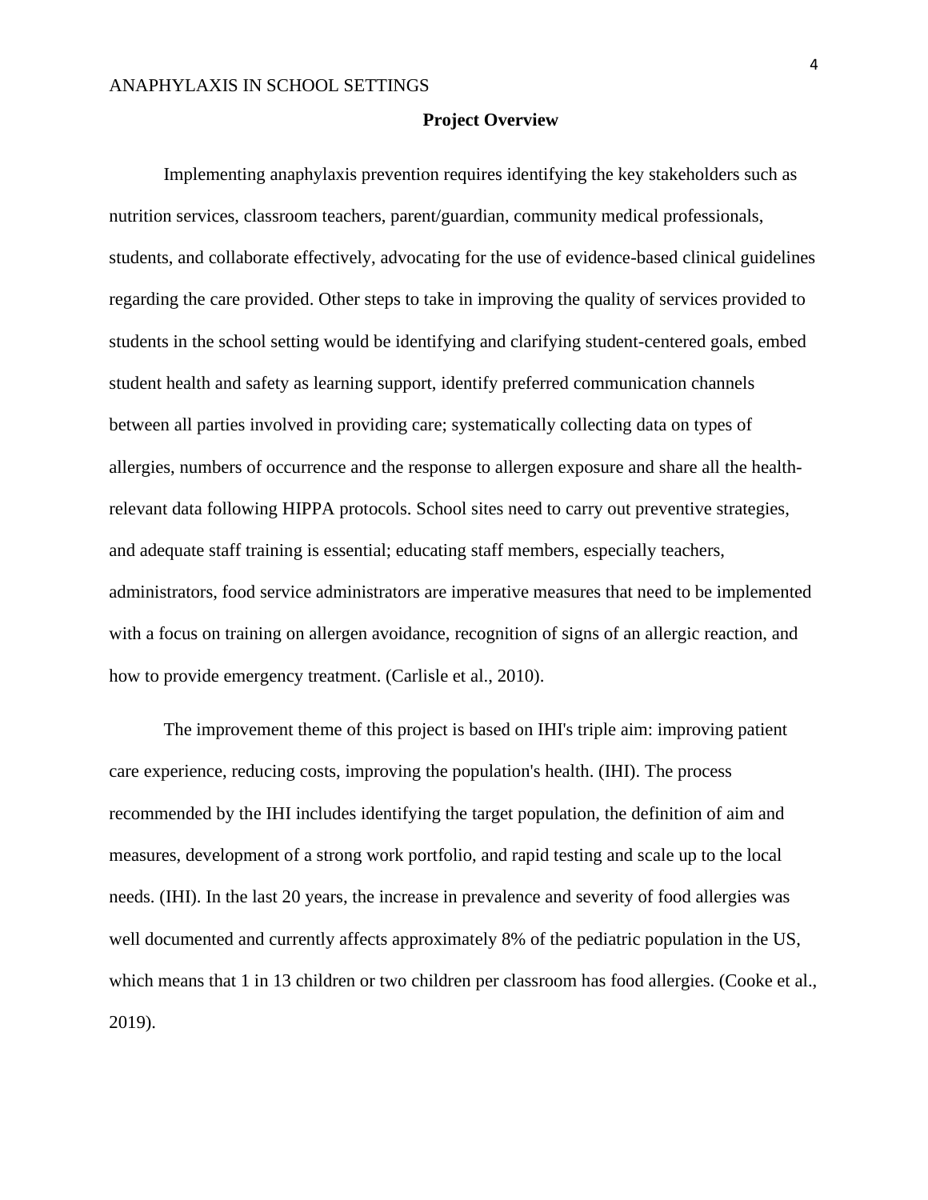## Project Overview

Implementing anaphylaxis prevention requires identifying the key stakeholders such as nutrition services, classroom teachers, parent/guardian, community medical professionals, students, and collaborate effectively, advocating for the use of evidence-based clinical guidelines regarding the care provided. Other steps to take in improving the quality of services provided to students in the school setting would be identifying and clarifying student-centered goals, embed student health and safety as learning support, identify preferred communication channels between all parties involved in providing care; systematically collecting data on types of allergies, numbers of occurrence and the response to allergen exposure and share all the health-relevant data following HIPPA protocols. School sites need to carry out preventive strategies, and adequate staff training is essential; educating staff members, especially teachers, administrators, food service administrators are imperative measures that need to be implemented with a focus on training on allergen avoidance, recognition of signs of an allergic reaction, and how to provide emergency treatment. (Carlisle et al., 2010).

The improvement theme of this project is based on IHI's triple aim: improving patient care experience, reducing costs, improving the population's health. (IHI). The process recommended by the IHI includes identifying the target population, the definition of aim and measures, development of a strong work portfolio, and rapid testing and scale up to the local needs. (IHI). In the last 20 years, the increase in prevalence and severity of food allergies was well documented and currently affects approximately 8% of the pediatric population in the US, which means that 1 in 13 children or two children per classroom has food allergies. (Cooke et al., 2019).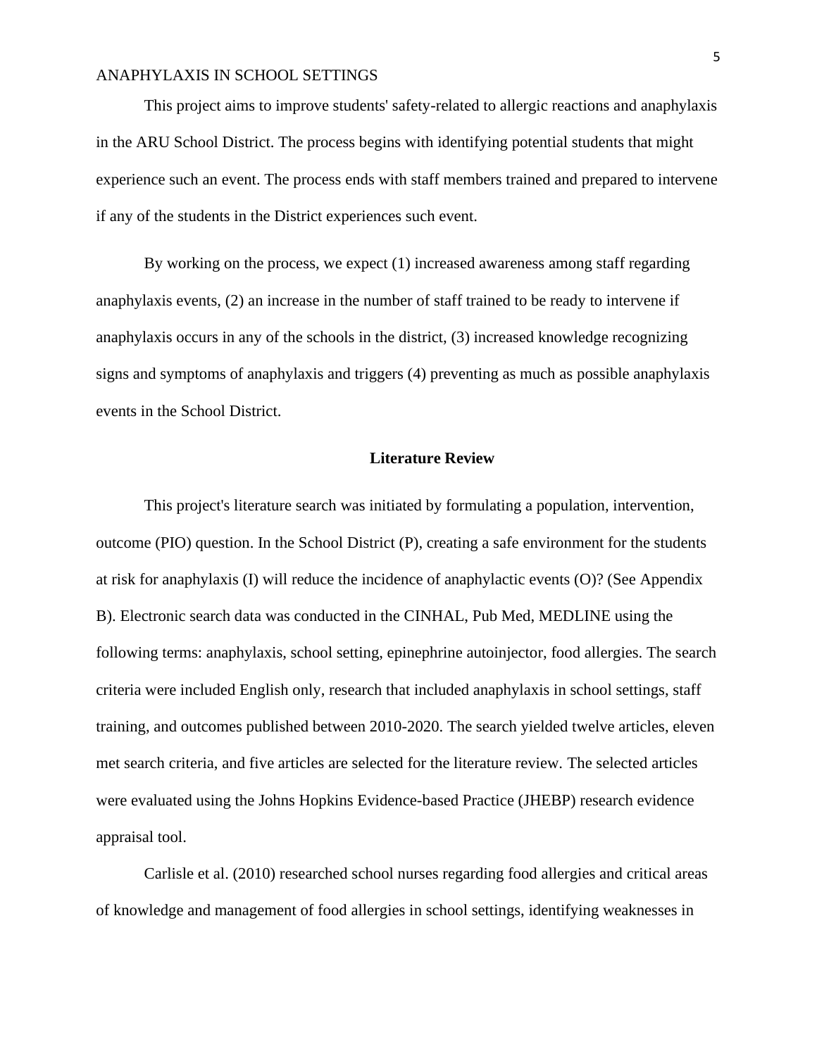This project aims to improve students' safety-related to allergic reactions and anaphylaxis in the ARU School District. The process begins with identifying potential students that might experience such an event. The process ends with staff members trained and prepared to intervene if any of the students in the District experiences such event.

By working on the process, we expect (1) increased awareness among staff regarding anaphylaxis events, (2) an increase in the number of staff trained to be ready to intervene if anaphylaxis occurs in any of the schools in the district, (3) increased knowledge recognizing signs and symptoms of anaphylaxis and triggers (4) preventing as much as possible anaphylaxis events in the School District.

## Literature Review

This project's literature search was initiated by formulating a population, intervention, outcome (PIO) question. In the School District (P), creating a safe environment for the students at risk for anaphylaxis (I) will reduce the incidence of anaphylactic events (O)? (See Appendix B). Electronic search data was conducted in the CINHAL, Pub Med, MEDLINE using the following terms: anaphylaxis, school setting, epinephrine autoinjector, food allergies. The search criteria were included English only, research that included anaphylaxis in school settings, staff training, and outcomes published between 2010-2020. The search yielded twelve articles, eleven met search criteria, and five articles are selected for the literature review. The selected articles were evaluated using the Johns Hopkins Evidence-based Practice (JHEBP) research evidence appraisal tool.

Carlisle et al. (2010) researched school nurses regarding food allergies and critical areas of knowledge and management of food allergies in school settings, identifying weaknesses in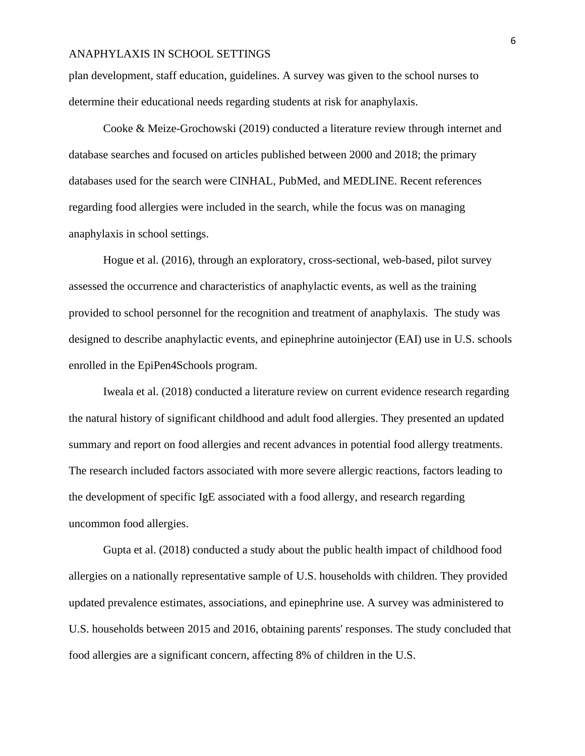plan development, staff education, guidelines. A survey was given to the school nurses to determine their educational needs regarding students at risk for anaphylaxis.

Cooke & Meize-Grochowski (2019) conducted a literature review through internet and database searches and focused on articles published between 2000 and 2018; the primary databases used for the search were CINHAL, PubMed, and MEDLINE. Recent references regarding food allergies were included in the search, while the focus was on managing anaphylaxis in school settings.

Hogue et al. (2016), through an exploratory, cross-sectional, web-based, pilot survey assessed the occurrence and characteristics of anaphylactic events, as well as the training provided to school personnel for the recognition and treatment of anaphylaxis. The study was designed to describe anaphylactic events, and epinephrine autoinjector (EAI) use in U.S. schools enrolled in the EpiPen4Schools program.

Iweala et al. (2018) conducted a literature review on current evidence research regarding the natural history of significant childhood and adult food allergies. They presented an updated summary and report on food allergies and recent advances in potential food allergy treatments. The research included factors associated with more severe allergic reactions, factors leading to the development of specific IgE associated with a food allergy, and research regarding uncommon food allergies.

Gupta et al. (2018) conducted a study about the public health impact of childhood food allergies on a nationally representative sample of U.S. households with children. They provided updated prevalence estimates, associations, and epinephrine use. A survey was administered to U.S. households between 2015 and 2016, obtaining parents' responses. The study concluded that food allergies are a significant concern, affecting 8% of children in the U.S.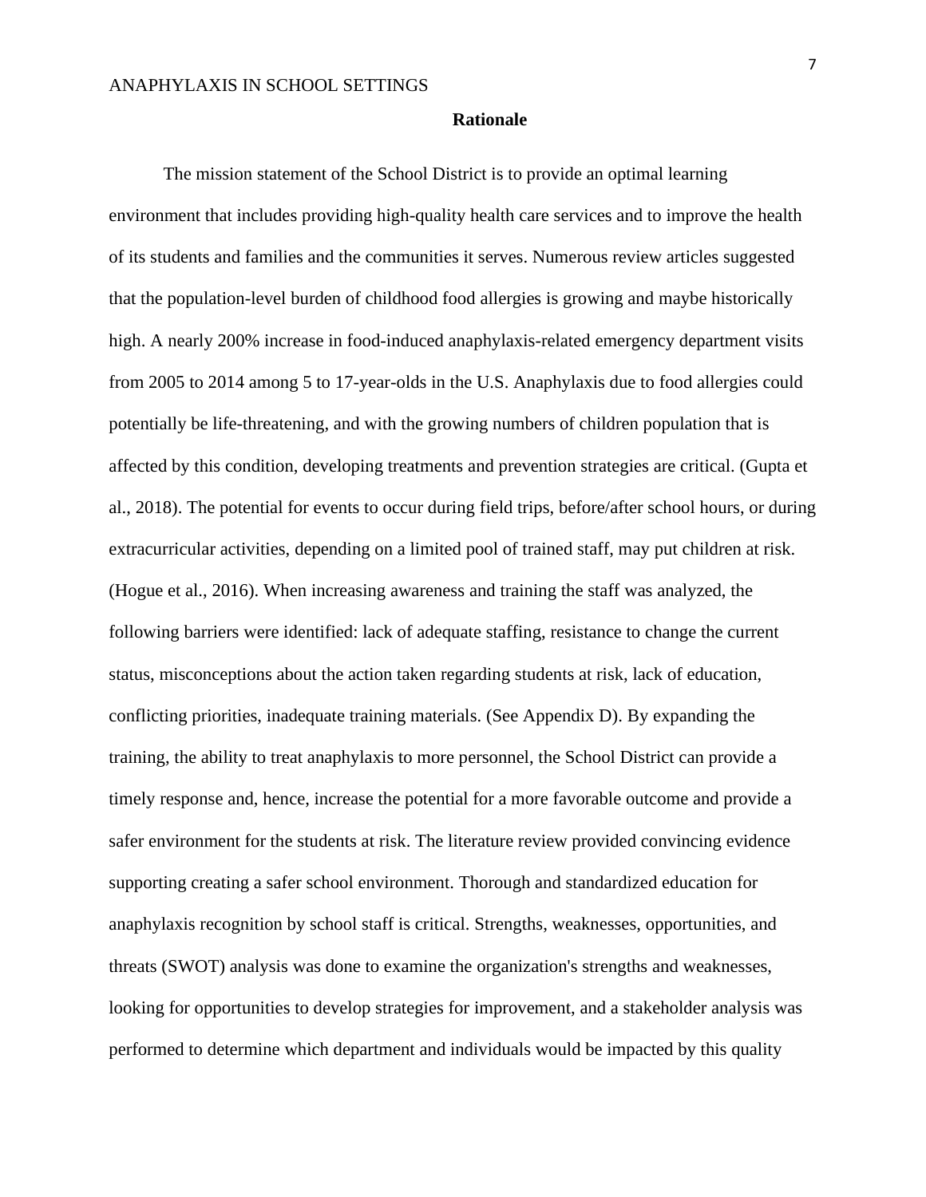## Rationale

The mission statement of the School District is to provide an optimal learning environment that includes providing high-quality health care services and to improve the health of its students and families and the communities it serves. Numerous review articles suggested that the population-level burden of childhood food allergies is growing and maybe historically high. A nearly 200% increase in food-induced anaphylaxis-related emergency department visits from 2005 to 2014 among 5 to 17-year-olds in the U.S. Anaphylaxis due to food allergies could potentially be life-threatening, and with the growing numbers of children population that is affected by this condition, developing treatments and prevention strategies are critical. (Gupta et al., 2018). The potential for events to occur during field trips, before/after school hours, or during extracurricular activities, depending on a limited pool of trained staff, may put children at risk. (Hogue et al., 2016). When increasing awareness and training the staff was analyzed, the following barriers were identified: lack of adequate staffing, resistance to change the current status, misconceptions about the action taken regarding students at risk, lack of education, conflicting priorities, inadequate training materials. (See Appendix D). By expanding the training, the ability to treat anaphylaxis to more personnel, the School District can provide a timely response and, hence, increase the potential for a more favorable outcome and provide a safer environment for the students at risk. The literature review provided convincing evidence supporting creating a safer school environment. Thorough and standardized education for anaphylaxis recognition by school staff is critical. Strengths, weaknesses, opportunities, and threats (SWOT) analysis was done to examine the organization's strengths and weaknesses, looking for opportunities to develop strategies for improvement, and a stakeholder analysis was performed to determine which department and individuals would be impacted by this quality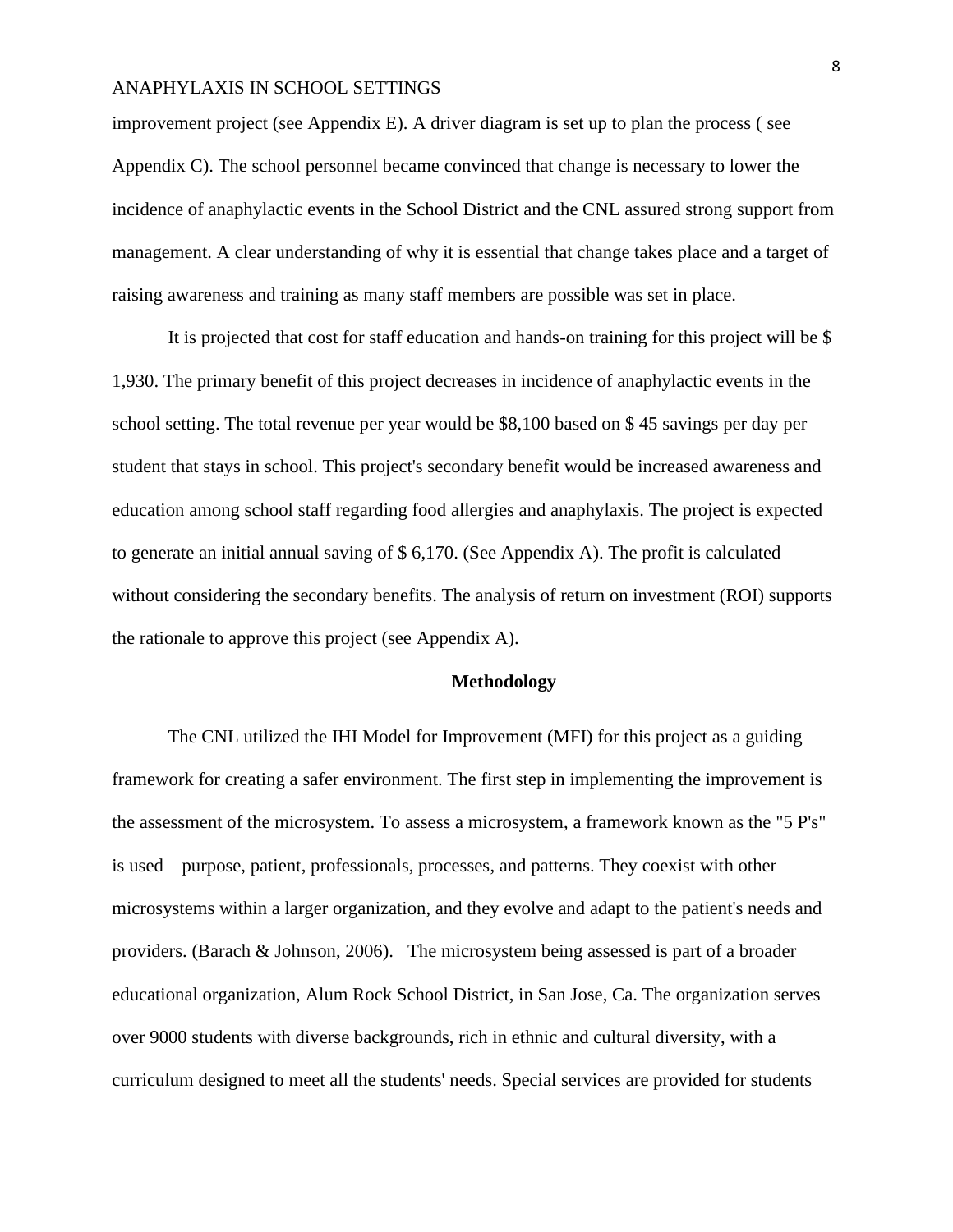improvement project (see Appendix E). A driver diagram is set up to plan the process ( see Appendix C). The school personnel became convinced that change is necessary to lower the incidence of anaphylactic events in the School District and the CNL assured strong support from management. A clear understanding of why it is essential that change takes place and a target of raising awareness and training as many staff members are possible was set in place.

It is projected that cost for staff education and hands-on training for this project will be $ 1,930. The primary benefit of this project decreases in incidence of anaphylactic events in the school setting. The total revenue per year would be $8,100 based on $ 45 savings per day per student that stays in school. This project's secondary benefit would be increased awareness and education among school staff regarding food allergies and anaphylaxis. The project is expected to generate an initial annual saving of $ 6,170. (See Appendix A). The profit is calculated without considering the secondary benefits. The analysis of return on investment (ROI) supports the rationale to approve this project (see Appendix A).

## Methodology

The CNL utilized the IHI Model for Improvement (MFI) for this project as a guiding framework for creating a safer environment. The first step in implementing the improvement is the assessment of the microsystem. To assess a microsystem, a framework known as the "5 P's" is used – purpose, patient, professionals, processes, and patterns. They coexist with other microsystems within a larger organization, and they evolve and adapt to the patient's needs and providers. (Barach & Johnson, 2006). The microsystem being assessed is part of a broader educational organization, Alum Rock School District, in San Jose, Ca. The organization serves over 9000 students with diverse backgrounds, rich in ethnic and cultural diversity, with a curriculum designed to meet all the students' needs. Special services are provided for students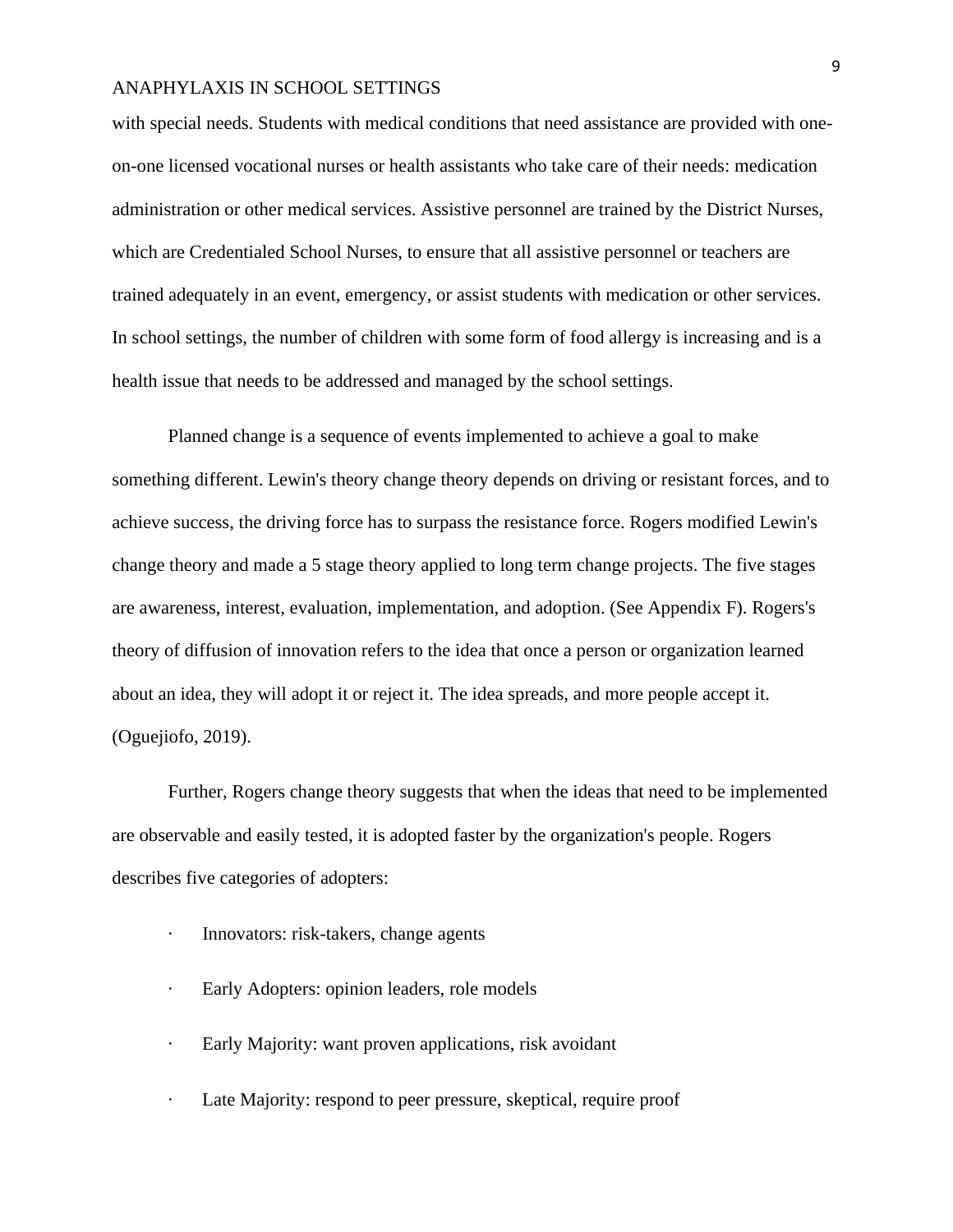with special needs. Students with medical conditions that need assistance are provided with one-on-one licensed vocational nurses or health assistants who take care of their needs: medication administration or other medical services. Assistive personnel are trained by the District Nurses, which are Credentialed School Nurses, to ensure that all assistive personnel or teachers are trained adequately in an event, emergency, or assist students with medication or other services. In school settings, the number of children with some form of food allergy is increasing and is a health issue that needs to be addressed and managed by the school settings.

Planned change is a sequence of events implemented to achieve a goal to make something different. Lewin's theory change theory depends on driving or resistant forces, and to achieve success, the driving force has to surpass the resistance force. Rogers modified Lewin's change theory and made a 5 stage theory applied to long term change projects. The five stages are awareness, interest, evaluation, implementation, and adoption. (See Appendix F). Rogers's theory of diffusion of innovation refers to the idea that once a person or organization learned about an idea, they will adopt it or reject it. The idea spreads, and more people accept it. (Oguejiofo, 2019).

Further, Rogers change theory suggests that when the ideas that need to be implemented are observable and easily tested, it is adopted faster by the organization's people. Rogers describes five categories of adopters:

- Innovators: risk-takers, change agents
- Early Adopters: opinion leaders, role models
- Early Majority: want proven applications, risk avoidant
- Late Majority: respond to peer pressure, skeptical, require proof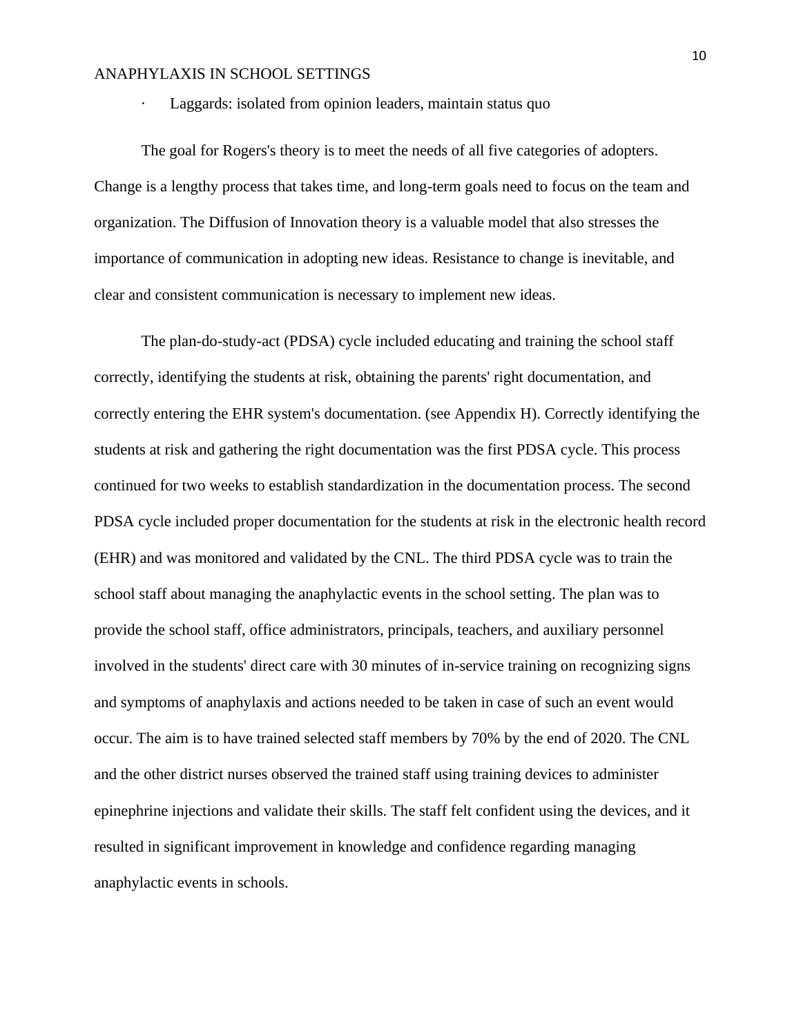- Laggards: isolated from opinion leaders, maintain status quo

The goal for Rogers's theory is to meet the needs of all five categories of adopters. Change is a lengthy process that takes time, and long-term goals need to focus on the team and organization. The Diffusion of Innovation theory is a valuable model that also stresses the importance of communication in adopting new ideas. Resistance to change is inevitable, and clear and consistent communication is necessary to implement new ideas.

The plan-do-study-act (PDSA) cycle included educating and training the school staff correctly, identifying the students at risk, obtaining the parents' right documentation, and correctly entering the EHR system's documentation. (see Appendix H). Correctly identifying the students at risk and gathering the right documentation was the first PDSA cycle. This process continued for two weeks to establish standardization in the documentation process. The second PDSA cycle included proper documentation for the students at risk in the electronic health record (EHR) and was monitored and validated by the CNL. The third PDSA cycle was to train the school staff about managing the anaphylactic events in the school setting. The plan was to provide the school staff, office administrators, principals, teachers, and auxiliary personnel involved in the students' direct care with 30 minutes of in-service training on recognizing signs and symptoms of anaphylaxis and actions needed to be taken in case of such an event would occur. The aim is to have trained selected staff members by 70% by the end of 2020. The CNL and the other district nurses observed the trained staff using training devices to administer epinephrine injections and validate their skills. The staff felt confident using the devices, and it resulted in significant improvement in knowledge and confidence regarding managing anaphylactic events in schools.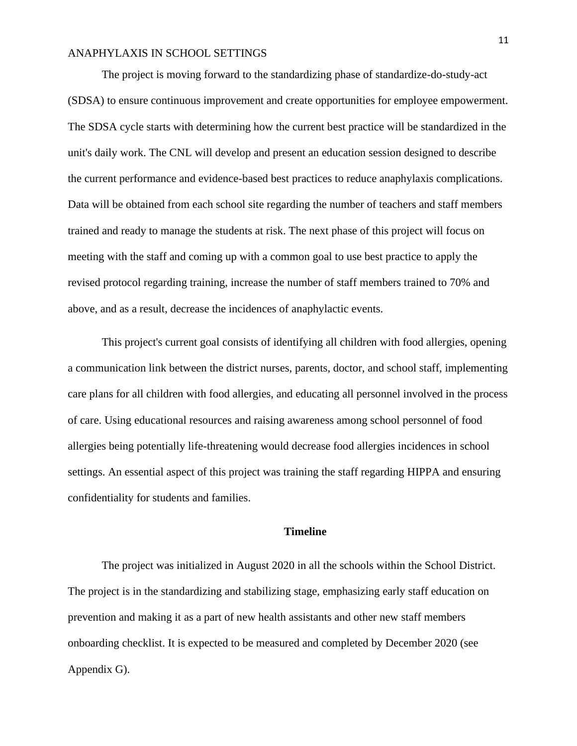The project is moving forward to the standardizing phase of standardize-do-study-act (SDSA) to ensure continuous improvement and create opportunities for employee empowerment. The SDSA cycle starts with determining how the current best practice will be standardized in the unit's daily work. The CNL will develop and present an education session designed to describe the current performance and evidence-based best practices to reduce anaphylaxis complications. Data will be obtained from each school site regarding the number of teachers and staff members trained and ready to manage the students at risk. The next phase of this project will focus on meeting with the staff and coming up with a common goal to use best practice to apply the revised protocol regarding training, increase the number of staff members trained to 70% and above, and as a result, decrease the incidences of anaphylactic events.

This project's current goal consists of identifying all children with food allergies, opening a communication link between the district nurses, parents, doctor, and school staff, implementing care plans for all children with food allergies, and educating all personnel involved in the process of care. Using educational resources and raising awareness among school personnel of food allergies being potentially life-threatening would decrease food allergies incidences in school settings. An essential aspect of this project was training the staff regarding HIPPA and ensuring confidentiality for students and families.

## Timeline

The project was initialized in August 2020 in all the schools within the School District. The project is in the standardizing and stabilizing stage, emphasizing early staff education on prevention and making it as a part of new health assistants and other new staff members onboarding checklist. It is expected to be measured and completed by December 2020 (see Appendix G).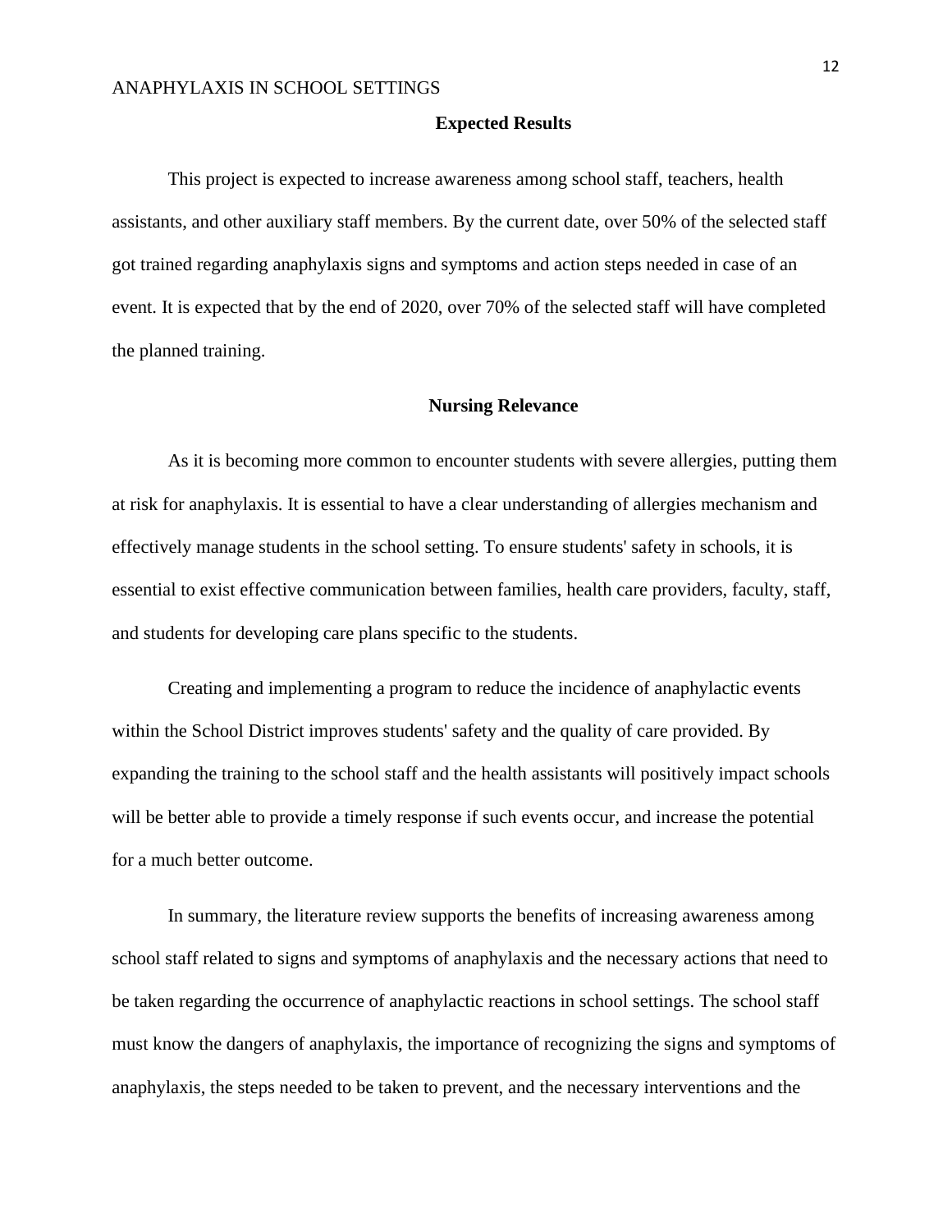## Expected Results

This project is expected to increase awareness among school staff, teachers, health assistants, and other auxiliary staff members. By the current date, over 50% of the selected staff got trained regarding anaphylaxis signs and symptoms and action steps needed in case of an event. It is expected that by the end of 2020, over 70% of the selected staff will have completed the planned training.

## Nursing Relevance

As it is becoming more common to encounter students with severe allergies, putting them at risk for anaphylaxis. It is essential to have a clear understanding of allergies mechanism and effectively manage students in the school setting. To ensure students' safety in schools, it is essential to exist effective communication between families, health care providers, faculty, staff, and students for developing care plans specific to the students.

Creating and implementing a program to reduce the incidence of anaphylactic events within the School District improves students' safety and the quality of care provided. By expanding the training to the school staff and the health assistants will positively impact schools will be better able to provide a timely response if such events occur, and increase the potential for a much better outcome.

In summary, the literature review supports the benefits of increasing awareness among school staff related to signs and symptoms of anaphylaxis and the necessary actions that need to be taken regarding the occurrence of anaphylactic reactions in school settings. The school staff must know the dangers of anaphylaxis, the importance of recognizing the signs and symptoms of anaphylaxis, the steps needed to be taken to prevent, and the necessary interventions and the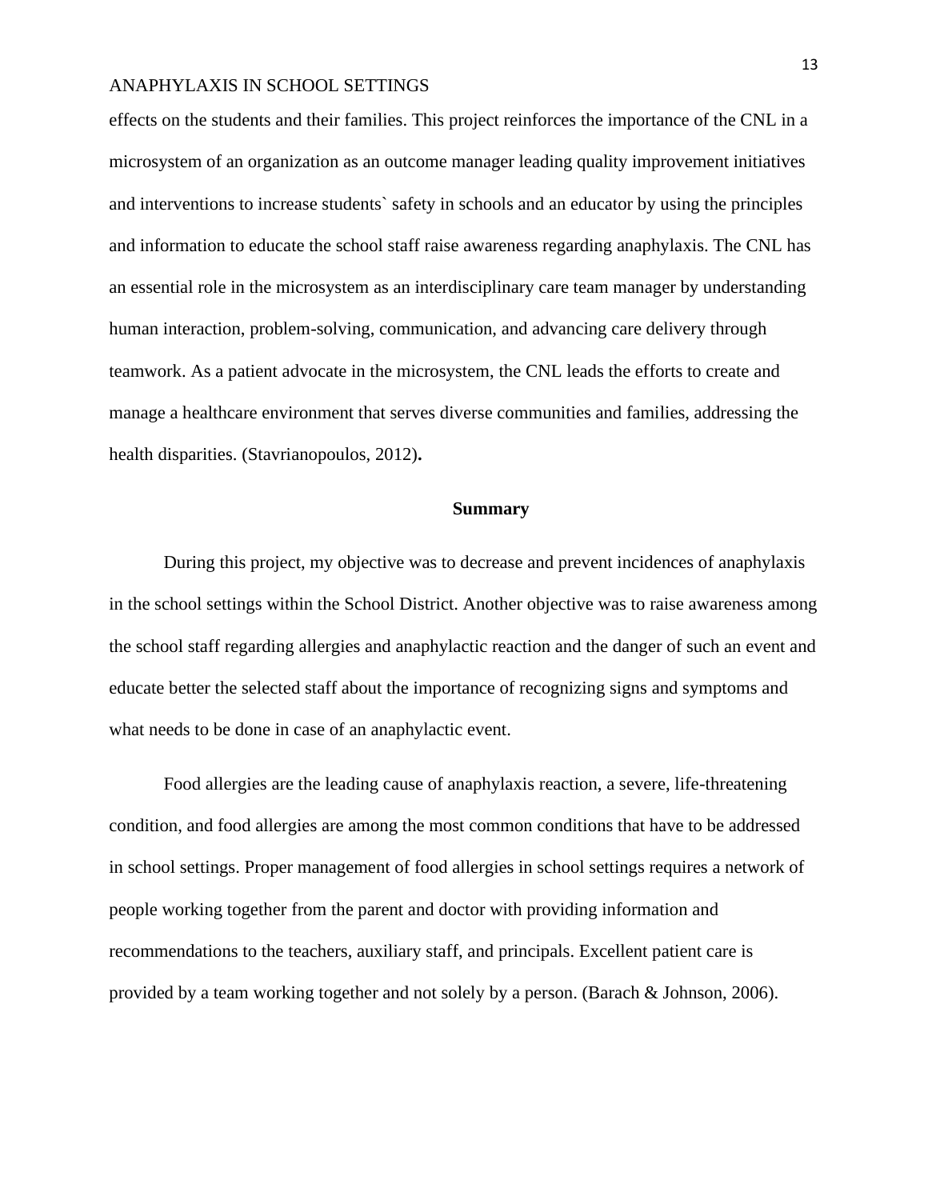effects on the students and their families. This project reinforces the importance of the CNL in a microsystem of an organization as an outcome manager leading quality improvement initiatives and interventions to increase students` safety in schools and an educator by using the principles and information to educate the school staff raise awareness regarding anaphylaxis. The CNL has an essential role in the microsystem as an interdisciplinary care team manager by understanding human interaction, problem-solving, communication, and advancing care delivery through teamwork. As a patient advocate in the microsystem, the CNL leads the efforts to create and manage a healthcare environment that serves diverse communities and families, addressing the health disparities. (Stavrianopoulos, 2012)**.**

## Summary

During this project, my objective was to decrease and prevent incidences of anaphylaxis in the school settings within the School District. Another objective was to raise awareness among the school staff regarding allergies and anaphylactic reaction and the danger of such an event and educate better the selected staff about the importance of recognizing signs and symptoms and what needs to be done in case of an anaphylactic event.

Food allergies are the leading cause of anaphylaxis reaction, a severe, life-threatening condition, and food allergies are among the most common conditions that have to be addressed in school settings. Proper management of food allergies in school settings requires a network of people working together from the parent and doctor with providing information and recommendations to the teachers, auxiliary staff, and principals. Excellent patient care is provided by a team working together and not solely by a person. (Barach & Johnson, 2006).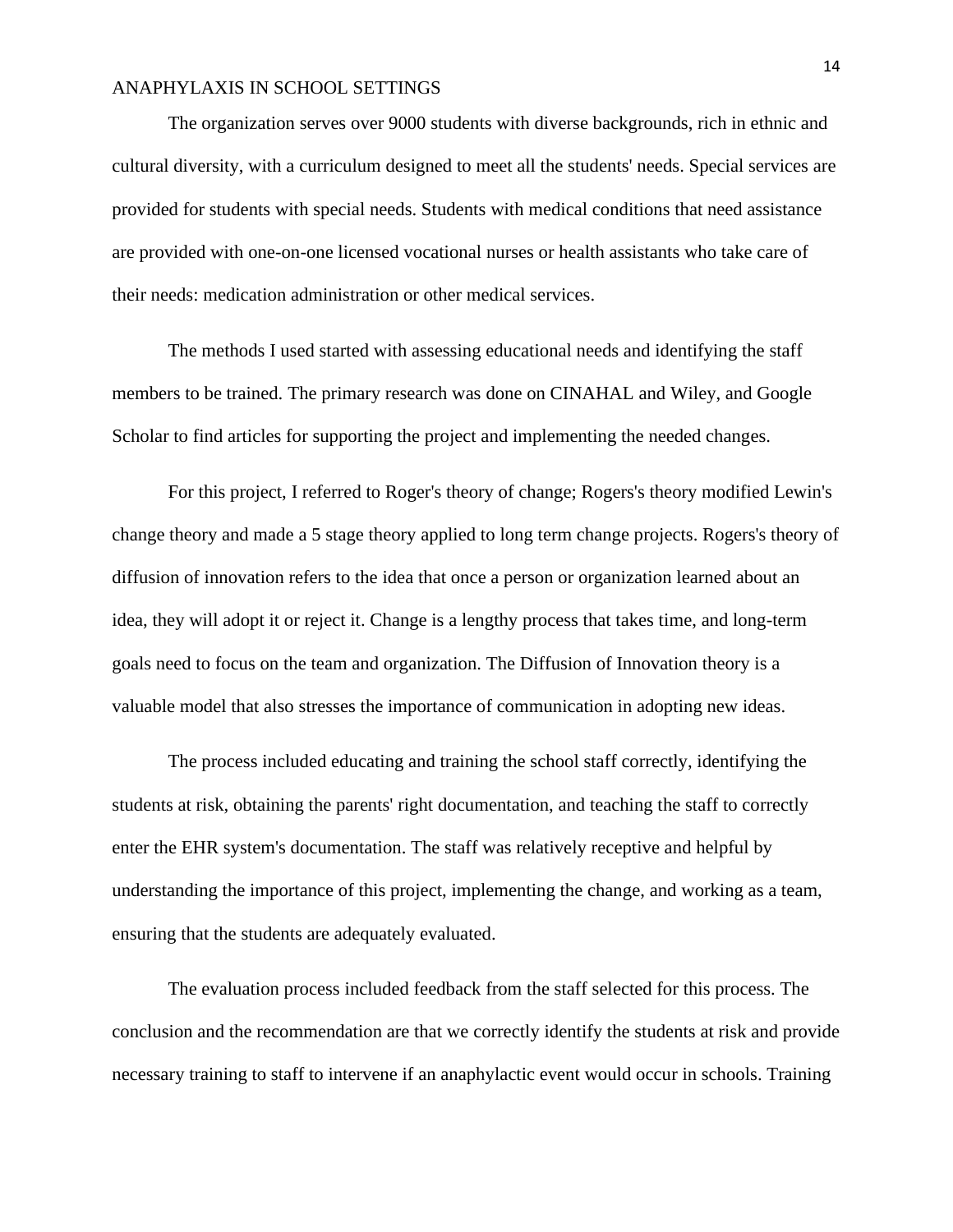The organization serves over 9000 students with diverse backgrounds, rich in ethnic and cultural diversity, with a curriculum designed to meet all the students' needs. Special services are provided for students with special needs. Students with medical conditions that need assistance are provided with one-on-one licensed vocational nurses or health assistants who take care of their needs: medication administration or other medical services.

The methods I used started with assessing educational needs and identifying the staff members to be trained. The primary research was done on CINAHAL and Wiley, and Google Scholar to find articles for supporting the project and implementing the needed changes.

For this project, I referred to Roger's theory of change; Rogers's theory modified Lewin's change theory and made a 5 stage theory applied to long term change projects. Rogers's theory of diffusion of innovation refers to the idea that once a person or organization learned about an idea, they will adopt it or reject it. Change is a lengthy process that takes time, and long-term goals need to focus on the team and organization. The Diffusion of Innovation theory is a valuable model that also stresses the importance of communication in adopting new ideas.

The process included educating and training the school staff correctly, identifying the students at risk, obtaining the parents' right documentation, and teaching the staff to correctly enter the EHR system's documentation. The staff was relatively receptive and helpful by understanding the importance of this project, implementing the change, and working as a team, ensuring that the students are adequately evaluated.

The evaluation process included feedback from the staff selected for this process. The conclusion and the recommendation are that we correctly identify the students at risk and provide necessary training to staff to intervene if an anaphylactic event would occur in schools. Training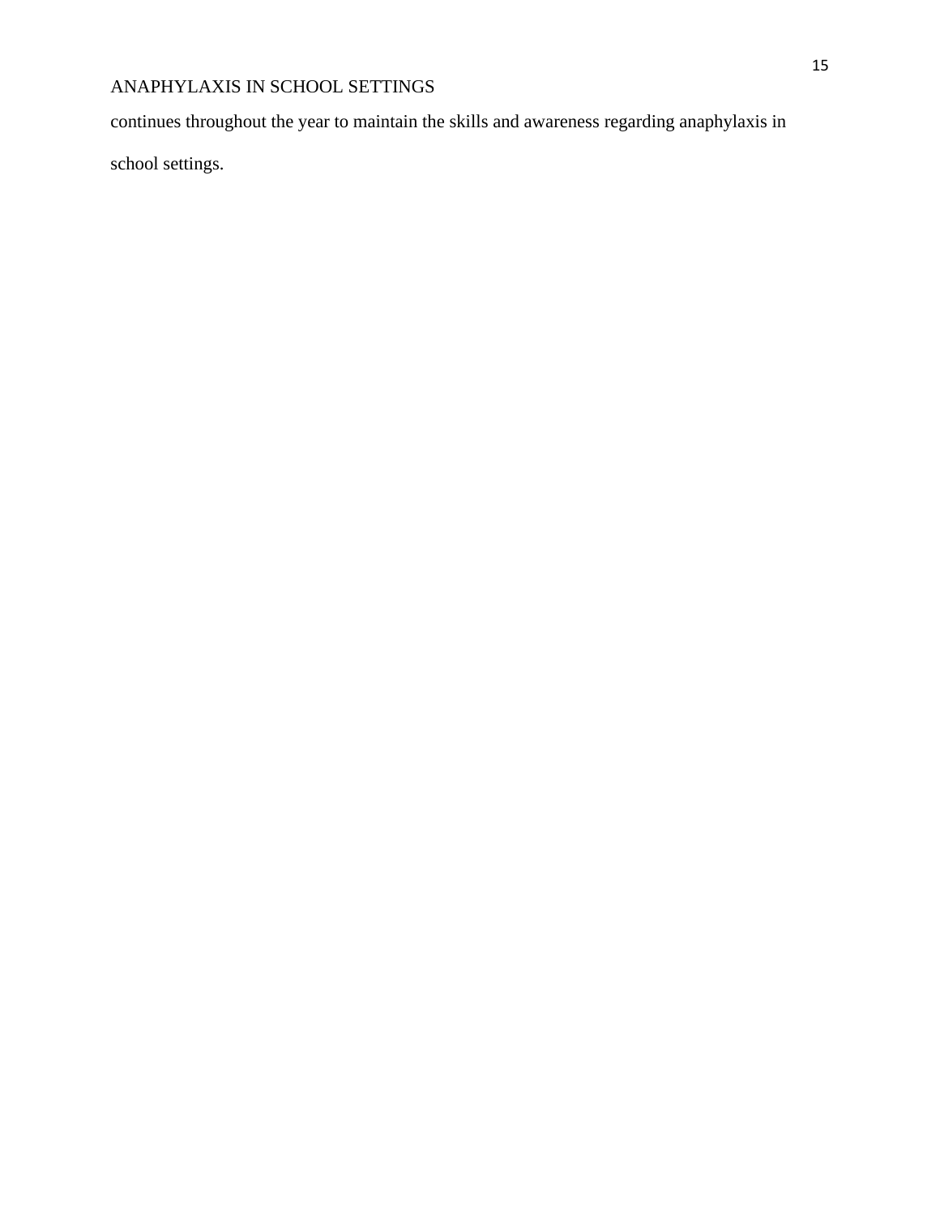continues throughout the year to maintain the skills and awareness regarding anaphylaxis in school settings.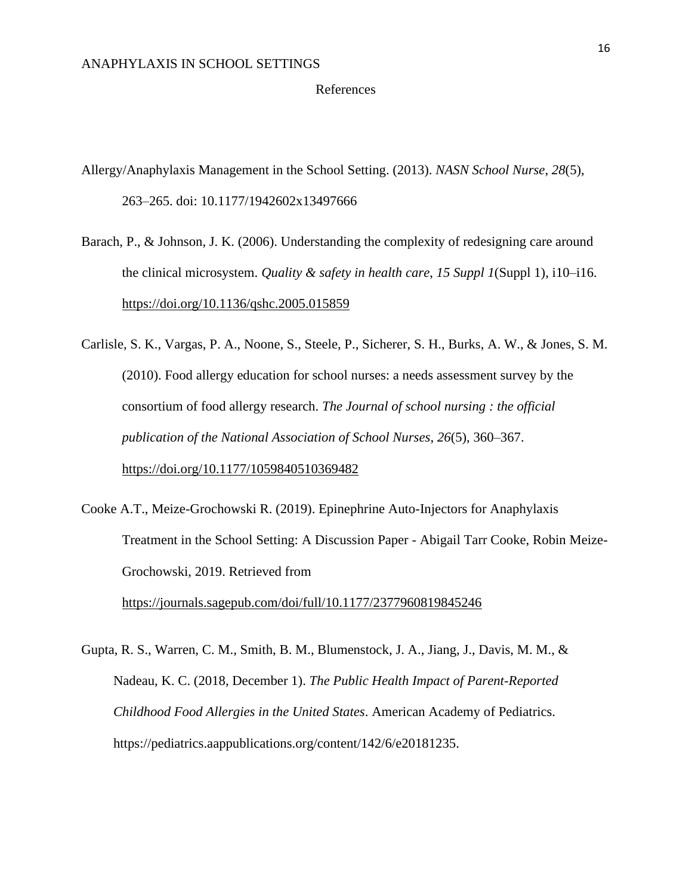# References

Allergy/Anaphylaxis Management in the School Setting. (2013). *NASN School Nurse*, *28*(5), 263–265. doi: 10.1177/1942602x13497666

Barach, P., & Johnson, J. K. (2006). Understanding the complexity of redesigning care around the clinical microsystem. *Quality & safety in health care*, *15 Suppl 1*(Suppl 1), i10–i16. https://doi.org/10.1136/qshc.2005.015859

Carlisle, S. K., Vargas, P. A., Noone, S., Steele, P., Sicherer, S. H., Burks, A. W., & Jones, S. M. (2010). Food allergy education for school nurses: a needs assessment survey by the consortium of food allergy research. *The Journal of school nursing : the official publication of the National Association of School Nurses*, *26*(5), 360–367. https://doi.org/10.1177/1059840510369482

Cooke A.T., Meize-Grochowski R. (2019). Epinephrine Auto-Injectors for Anaphylaxis Treatment in the School Setting: A Discussion Paper - Abigail Tarr Cooke, Robin Meize-Grochowski, 2019. Retrieved from https://journals.sagepub.com/doi/full/10.1177/2377960819845246

Gupta, R. S., Warren, C. M., Smith, B. M., Blumenstock, J. A., Jiang, J., Davis, M. M., & Nadeau, K. C. (2018, December 1). *The Public Health Impact of Parent-Reported Childhood Food Allergies in the United States*. American Academy of Pediatrics. https://pediatrics.aappublications.org/content/142/6/e20181235.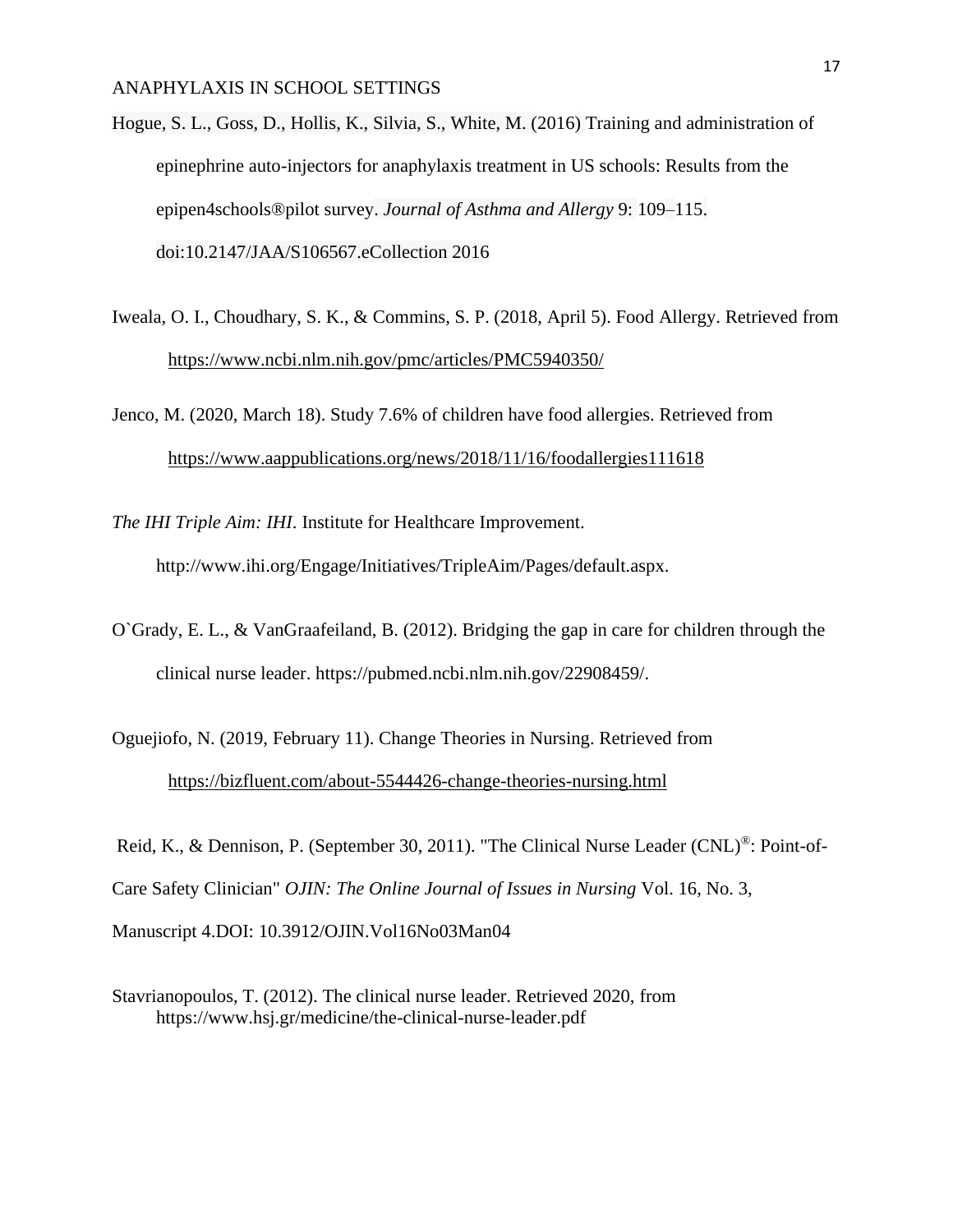Hogue, S. L., Goss, D., Hollis, K., Silvia, S., White, M. (2016) Training and administration of epinephrine auto-injectors for anaphylaxis treatment in US schools: Results from the epipen4schools®pilot survey. *Journal of Asthma and Allergy* 9: 109–115. doi:10.2147/JAA/S106567.eCollection 2016

Iweala, O. I., Choudhary, S. K., & Commins, S. P. (2018, April 5). Food Allergy. Retrieved from https://www.ncbi.nlm.nih.gov/pmc/articles/PMC5940350/

Jenco, M. (2020, March 18). Study 7.6% of children have food allergies. Retrieved from https://www.aappublications.org/news/2018/11/16/foodallergies111618

*The IHI Triple Aim: IHI*. Institute for Healthcare Improvement. http://www.ihi.org/Engage/Initiatives/TripleAim/Pages/default.aspx.

O`Grady, E. L., & VanGraafeiland, B. (2012). Bridging the gap in care for children through the clinical nurse leader. https://pubmed.ncbi.nlm.nih.gov/22908459/.

Oguejiofo, N. (2019, February 11). Change Theories in Nursing. Retrieved from https://bizfluent.com/about-5544426-change-theories-nursing.html

Reid, K., & Dennison, P. (September 30, 2011). "The Clinical Nurse Leader (CNL)®: Point-of-Care Safety Clinician" *OJIN: The Online Journal of Issues in Nursing* Vol. 16, No. 3, Manuscript 4.DOI: 10.3912/OJIN.Vol16No03Man04

Stavrianopoulos, T. (2012). The clinical nurse leader. Retrieved 2020, from https://www.hsj.gr/medicine/the-clinical-nurse-leader.pdf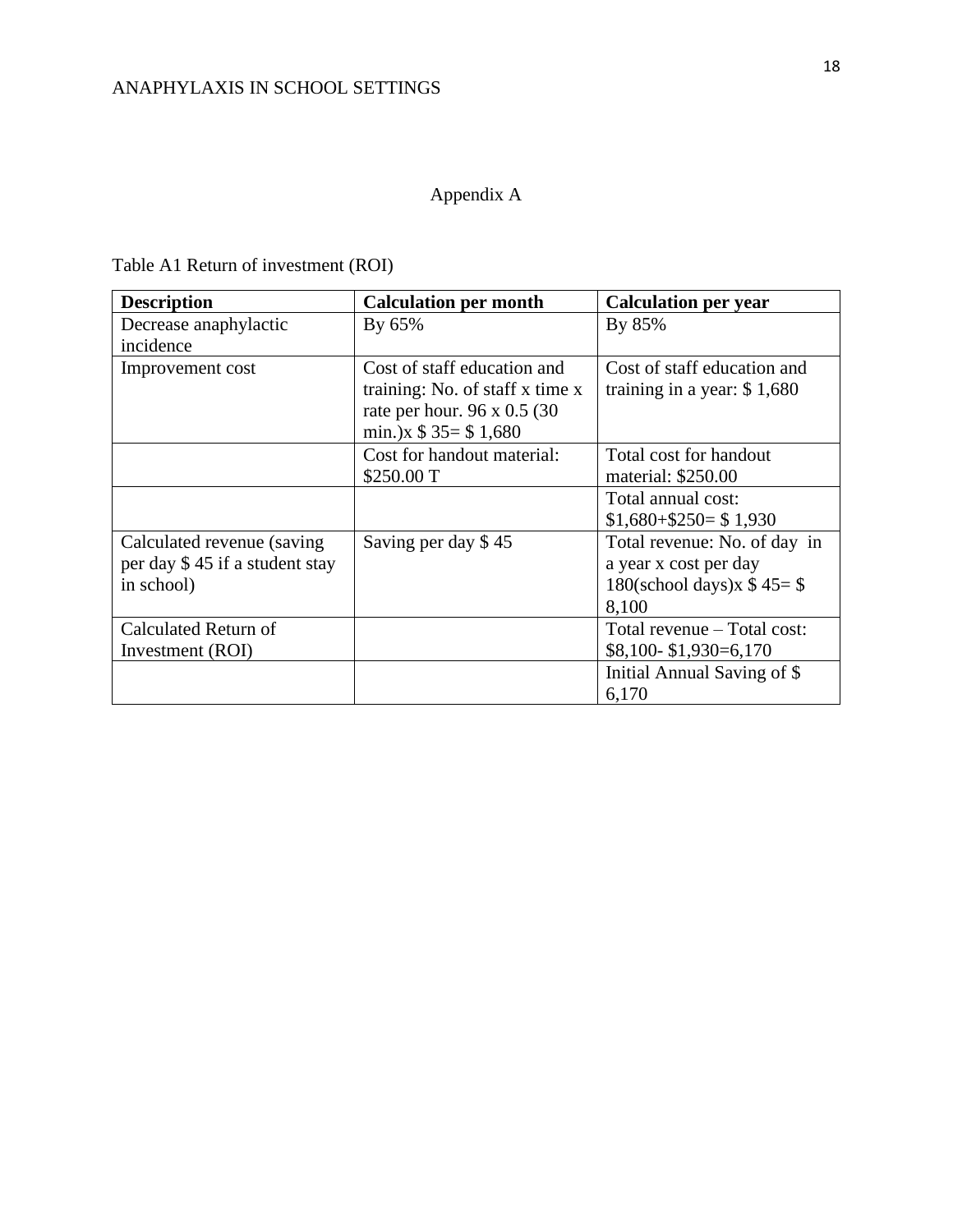## Appendix A

Table A1 Return of investment (ROI)

| Description | Calculation per month | Calculation per year |
|---|---|---|
| Decrease anaphylactic incidence | By 65% | By 85% |
| Improvement cost | Cost of staff education and training: No. of staff x time x rate per hour. 96 x 0.5 (30 min.)x \$ 35= \$ 1,680 | Cost of staff education and training in a year: \$ 1,680 |
| | Cost for handout material: \$250.00 T | Total cost for handout material: \$250.00 |
| | | Total annual cost: \$1,680+\$250= \$ 1,930 |
| Calculated revenue (saving per day \$ 45 if a student stay in school) | Saving per day \$ 45 | Total revenue: No. of day in a year x cost per day 180(school days)x \$ 45= \$ 8,100 |
| Calculated Return of Investment (ROI) | | Total revenue – Total cost: \$8,100- \$1,930=6,170 |
| | | Initial Annual Saving of \$ 6,170 |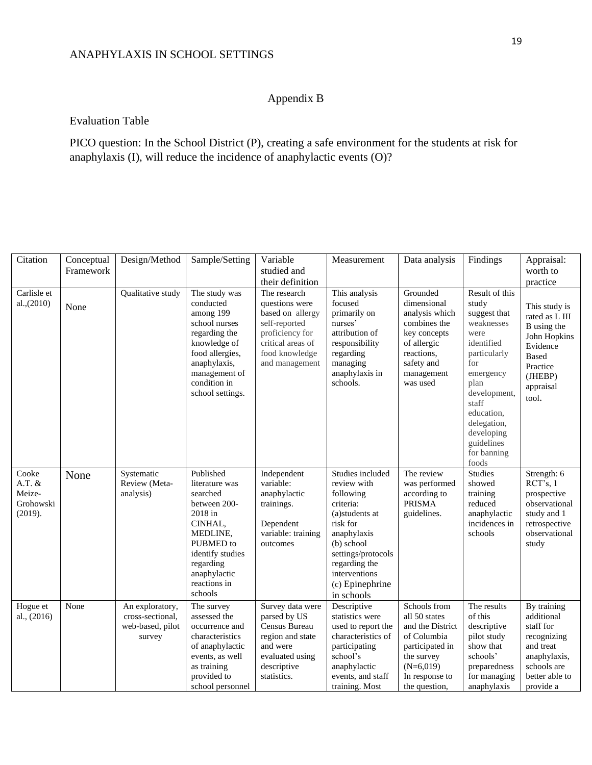# Appendix B

Evaluation Table

PICO question: In the School District (P), creating a safe environment for the students at risk for anaphylaxis (I), will reduce the incidence of anaphylactic events (O)?

| Citation | Conceptual Framework | Design/Method | Sample/Setting | Variable studied and their definition | Measurement | Data analysis | Findings | Appraisal: worth to practice |
|---|---|---|---|---|---|---|---|---|
| Carlisle et al.,(2010) | None | Qualitative study | The study was conducted among 199 school nurses regarding the knowledge of food allergies, anaphylaxis, management of condition in school settings. | The research questions were based on allergy self-reported proficiency for critical areas of food knowledge and management | This analysis focused primarily on nurses' attribution of responsibility regarding managing anaphylaxis in schools. | Grounded dimensional analysis which combines the key concepts of allergic reactions, safety and management was used | Result of this study suggest that weaknesses were identified particularly for emergency plan development, staff education, delegation, developing guidelines for banning foods | This study is rated as L III B using the John Hopkins Evidence Based Practice (JHEBP) appraisal tool. |
| Cooke A.T. & Meize-Grohowski (2019). | None | Systematic Review (Meta-analysis) | Published literature was searched between 200-2018 in CINHAL, MEDLINE, PUBMED to identify studies regarding anaphylactic reactions in schools | Independent variable: anaphylactic trainings. Dependent variable: training outcomes | Studies included review with following criteria: (a)students at risk for anaphylaxis (b) school settings/protocols regarding the interventions (c) Epinephrine in schools | The review was performed according to PRISMA guidelines. | Studies showed training reduced anaphylactic incidences in schools | Strength: 6 RCT's, 1 prospective observational study and 1 retrospective observational study |
| Hogue et al., (2016) | None | An exploratory, cross-sectional, web-based, pilot survey | The survey assessed the occurrence and characteristics of anaphylactic events, as well as training provided to school personnel | Survey data were parsed by US Census Bureau region and state and were evaluated using descriptive statistics. | Descriptive statistics were used to report the characteristics of participating school's anaphylactic events, and staff training. Most | Schools from all 50 states and the District of Columbia participated in the survey (N=6,019) In response to the question, | The results of this descriptive pilot study show that schools' preparedness for managing anaphylaxis | By training additional staff for recognizing and treat anaphylaxis, schools are better able to provide a |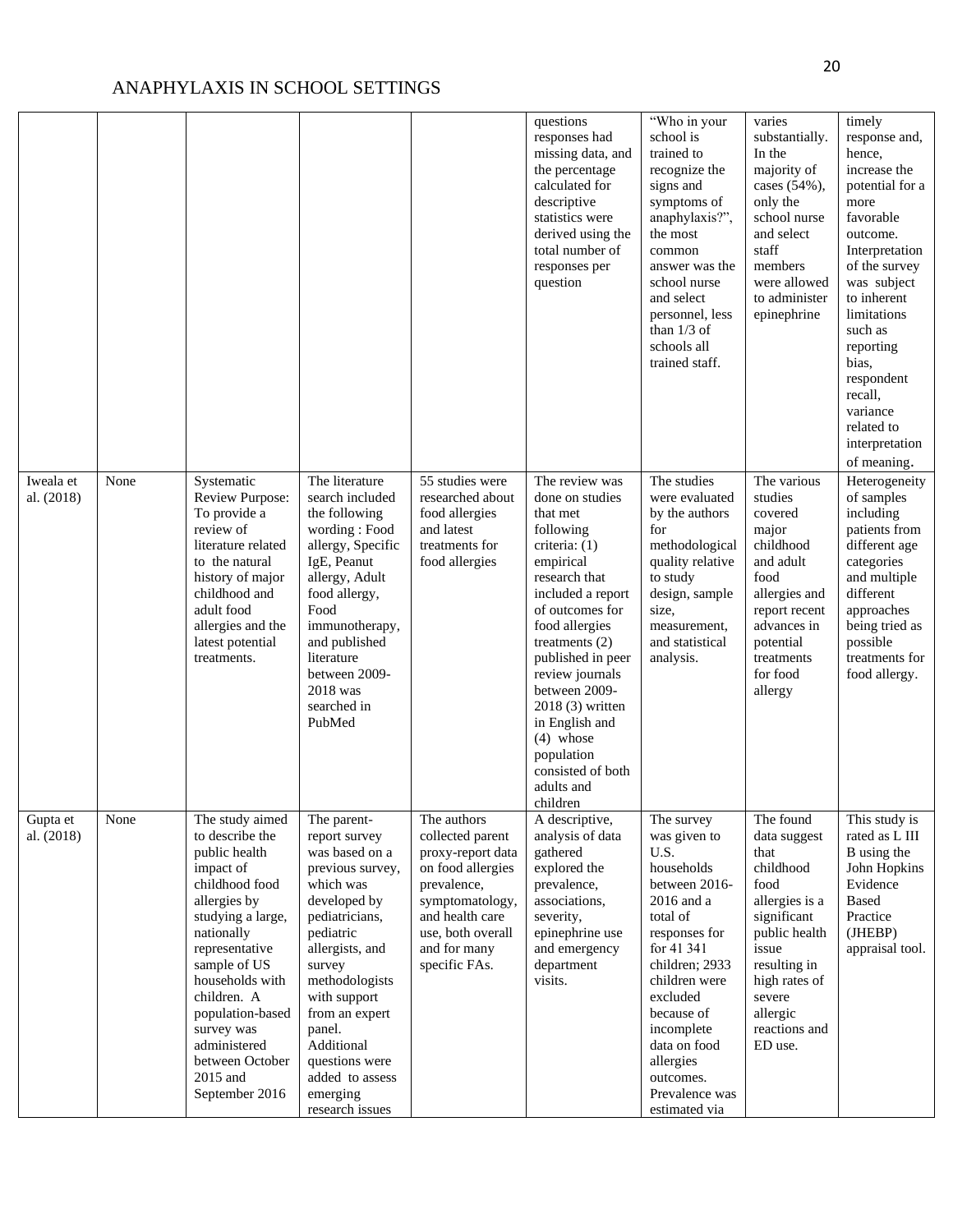| | | | | | | | | |
|---|---|---|---|---|---|---|---|---|
| | | | | | questions responses had missing data, and the percentage calculated for descriptive statistics were derived using the total number of responses per question | "Who in your school is trained to recognize the signs and symptoms of anaphylaxis?", the most common answer was the school nurse and select personnel, less than 1/3 of schools all trained staff. | varies substantially. In the majority of cases (54%), only the school nurse and select staff members were allowed to administer epinephrine | timely response and, hence, increase the potential for a more favorable outcome. Interpretation of the survey was subject to inherent limitations such as reporting bias, respondent recall, variance related to interpretation of meaning. |
| Iweala et al. (2018) | None | Systematic Review Purpose: To provide a review of literature related to the natural history of major childhood and adult food allergies and the latest potential treatments. | The literature search included the following wording : Food allergy, Specific IgE, Peanut allergy, Adult food allergy, Food immunotherapy, and published literature between 2009-2018 was searched in PubMed | 55 studies were researched about food allergies and latest treatments for food allergies | The review was done on studies that met following criteria: (1) empirical research that included a report of outcomes for food allergies treatments (2) published in peer review journals between 2009-2018 (3) written in English and (4) whose population consisted of both adults and children | The studies were evaluated by the authors for methodological quality relative to study design, sample size, measurement, and statistical analysis. | The various studies covered major childhood and adult food allergies and report recent advances in potential treatments for food allergy | Heterogeneity of samples including patients from different age categories and multiple different approaches being tried as possible treatments for food allergy. |
| Gupta et al. (2018) | None | The study aimed to describe the public health impact of childhood food allergies by studying a large, nationally representative sample of US households with children. A population-based survey was administered between October 2015 and September 2016 | The parent-report survey was based on a previous survey, which was developed by pediatricians, pediatric allergists, and survey methodologists with support from an expert panel. Additional questions were added to assess emerging research issues | The authors collected parent proxy-report data on food allergies prevalence, symptomatology, and health care use, both overall and for many specific FAs. | A descriptive, analysis of data gathered explored the prevalence, associations, severity, epinephrine use and emergency department visits. | The survey was given to U.S. households between 2016-2016 and a total of responses for for 41 341 children; 2933 children were excluded because of incomplete data on food allergies outcomes. Prevalence was estimated via | The found data suggest that childhood food allergies is a significant public health issue resulting in high rates of severe allergic reactions and ED use. | This study is rated as L III B using the John Hopkins Evidence Based Practice (JHEBP) appraisal tool. |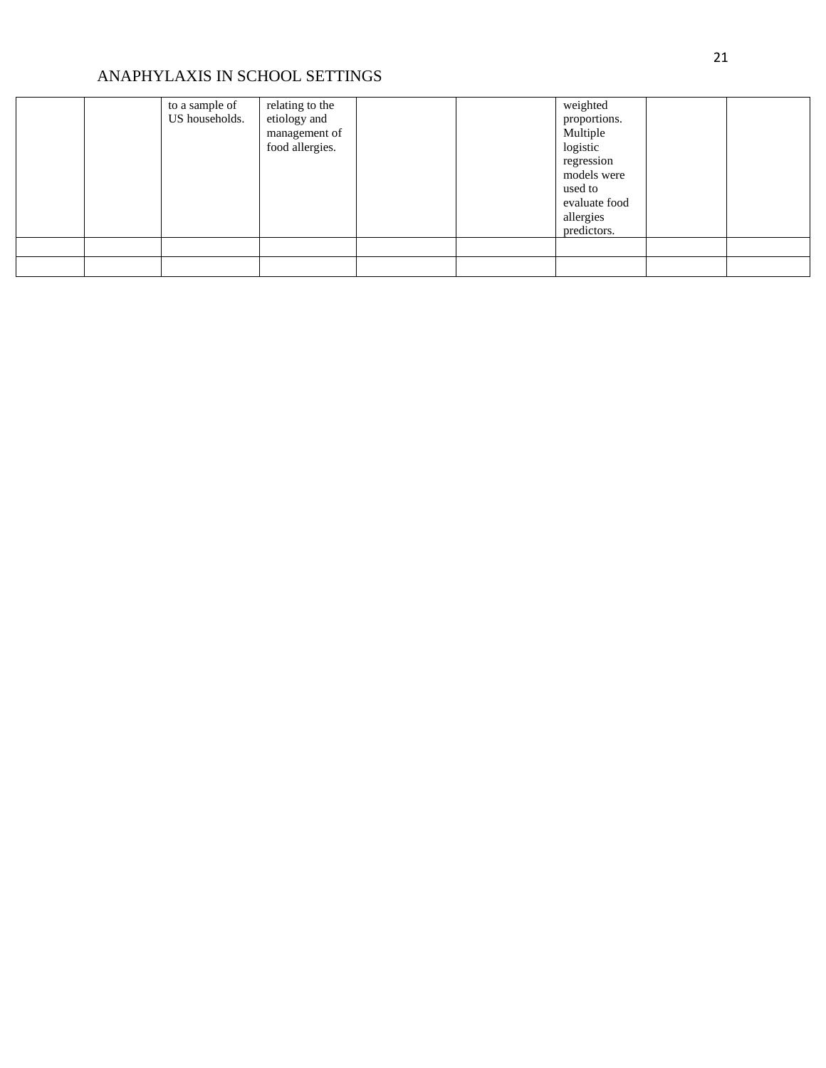| | | | | | | | | |
|---|---|---|---|---|---|---|---|---|
| | | to a sample of US households. | relating to the etiology and management of food allergies. | | | weighted proportions. Multiple logistic regression models were used to evaluate food allergies predictors. | | |
| | | | | | | | | |
| | | | | | | | | |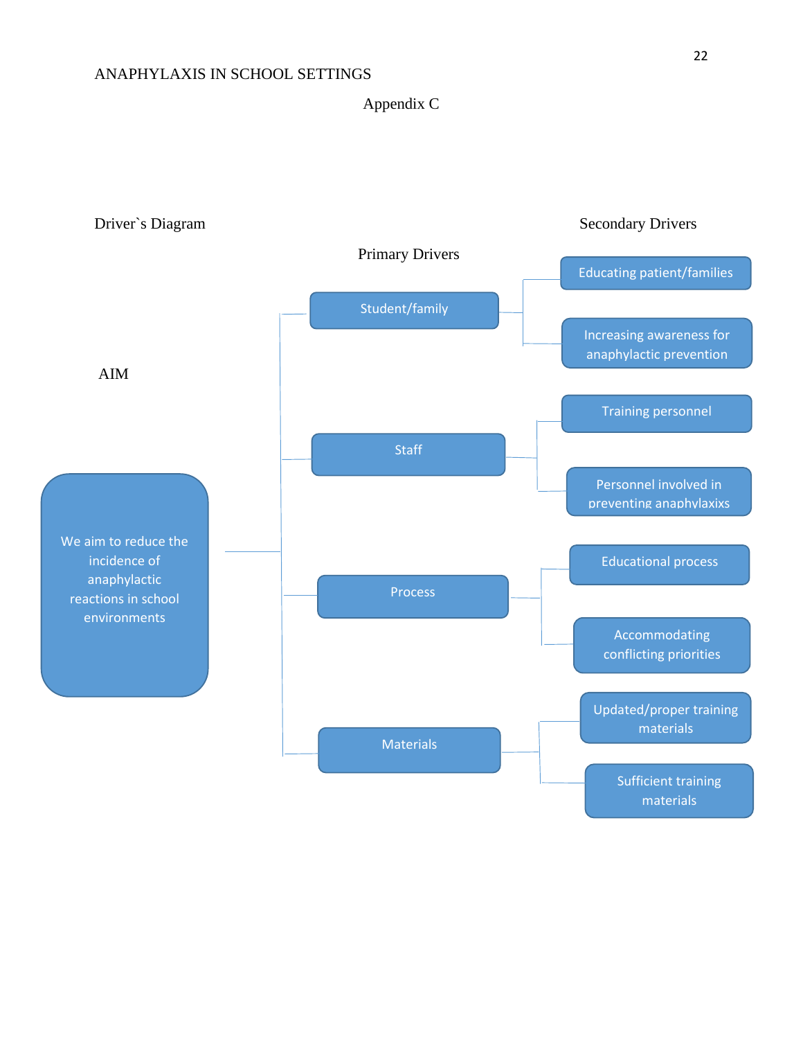## Appendix C

Driver`s Diagram

| AIM | Primary Drivers | Secondary Drivers |
|---|---|---|
| We aim to reduce the incidence of anaphylactic reactions in school environments | Student/family | Educating patient/families |
| | | Increasing awareness for anaphylactic prevention |
| | Staff | Training personnel |
| | | Personnel involved in preventing anaphylaxixs |
| | Process | Educational process |
| | | Accommodating conflicting priorities |
| | Materials | Updated/proper training materials |
| | | Sufficient training materials |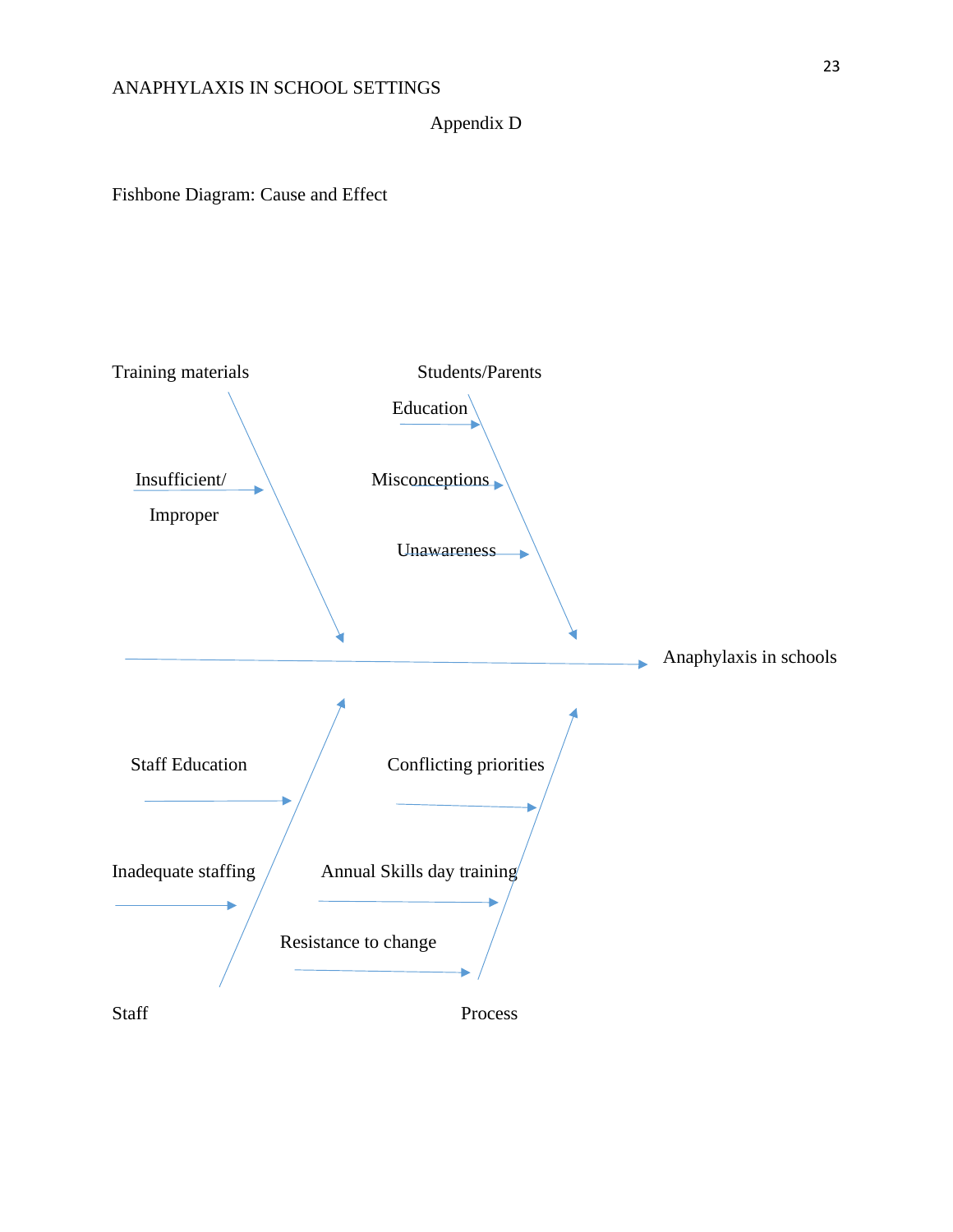Appendix D

Fishbone Diagram: Cause and Effect

Training materials

Insufficient/

Improper

Students/Parents

Education

Misconceptions

Unawareness

Anaphylaxis in schools

Staff Education

Inadequate staffing

Staff

Conflicting priorities

Annual Skills day training

Resistance to change

Process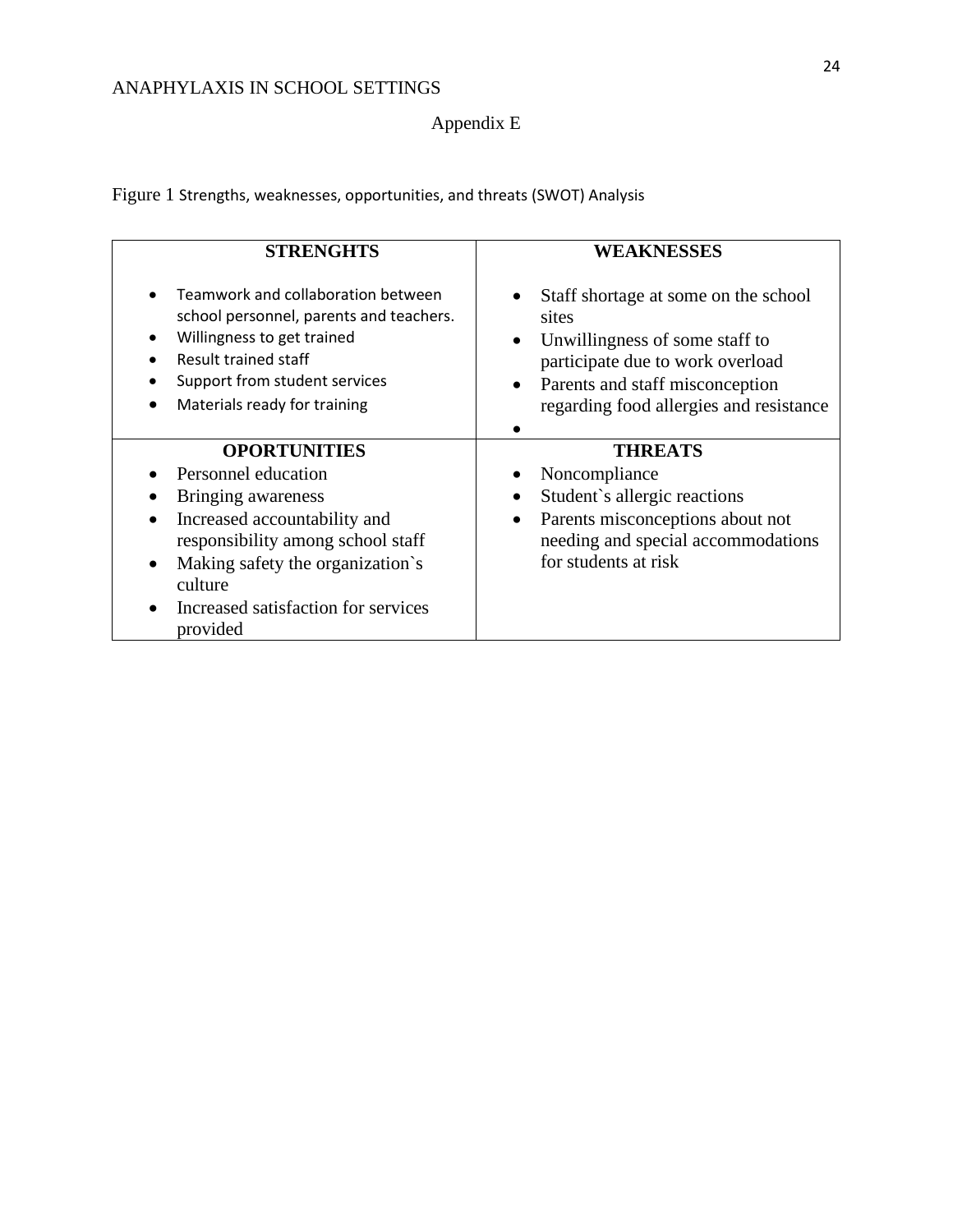Appendix E

Figure 1 Strengths, weaknesses, opportunities, and threats (SWOT) Analysis

| STRENGHTS | WEAKNESSES |
|---|---|
| • Teamwork and collaboration between school personnel, parents and teachers.<br>• Willingness to get trained<br>• Result trained staff<br>• Support from student services<br>• Materials ready for training | • Staff shortage at some on the school sites<br>• Unwillingness of some staff to participate due to work overload<br>• Parents and staff misconception regarding food allergies and resistance<br>• |
| **OPORTUNITIES** | **THREATS** |
| • Personnel education<br>• Bringing awareness<br>• Increased accountability and responsibility among school staff<br>• Making safety the organization`s culture<br>• Increased satisfaction for services provided | • Noncompliance<br>• Student`s allergic reactions<br>• Parents misconceptions about not needing and special accommodations for students at risk |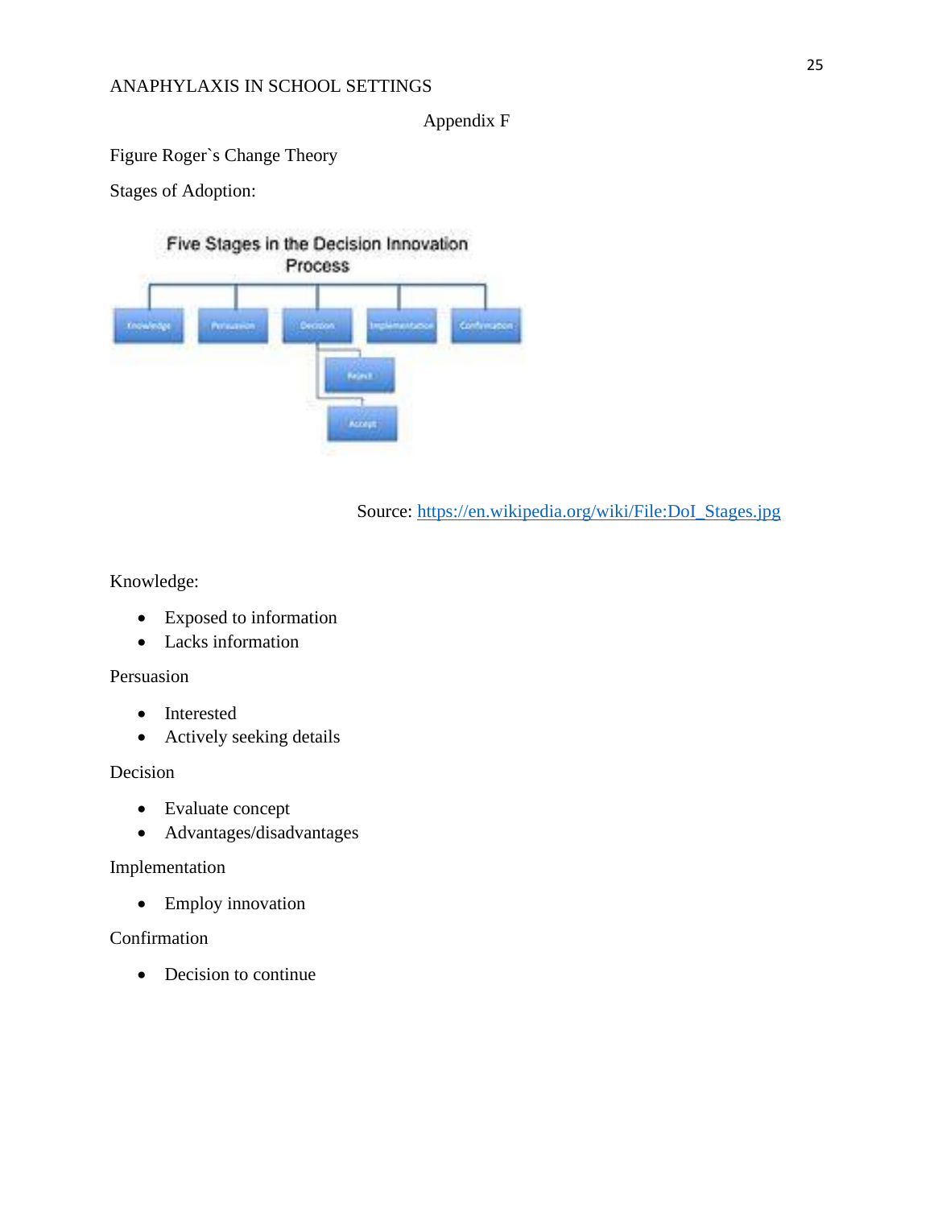Appendix F

Figure Roger`s Change Theory

Stages of Adoption:

Five Stages in the Decision Innovation Process

Knowledge | Persuasion | Decision | Implementation | Confirmation

Reject

Accept

Source: https://en.wikipedia.org/wiki/File:DoI_Stages.jpg

Knowledge:

- Exposed to information
- Lacks information

Persuasion

- Interested
- Actively seeking details

Decision

- Evaluate concept
- Advantages/disadvantages

Implementation

- Employ innovation

Confirmation

- Decision to continue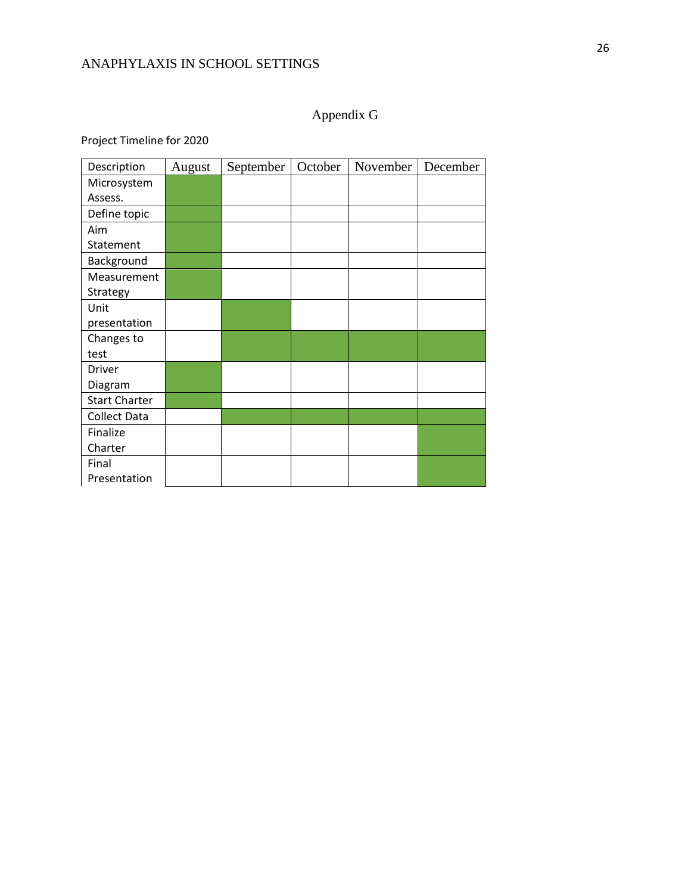# Appendix G

Project Timeline for 2020

| Description | August | September | October | November | December |
|---|---|---|---|---|---|
| Microsystem Assess. | ■ | | | | |
| Define topic | ■ | | | | |
| Aim Statement | ■ | | | | |
| Background | ■ | | | | |
| Measurement Strategy | ■ | | | | |
| Unit presentation | | ■ | | | |
| Changes to test | | ■ | ■ | ■ | ■ |
| Driver Diagram | ■ | | | | |
| Start Charter | ■ | | | | |
| Collect Data | | ■ | ■ | ■ | ■ |
| Finalize Charter | | | | | ■ |
| Final Presentation | | | | | ■ |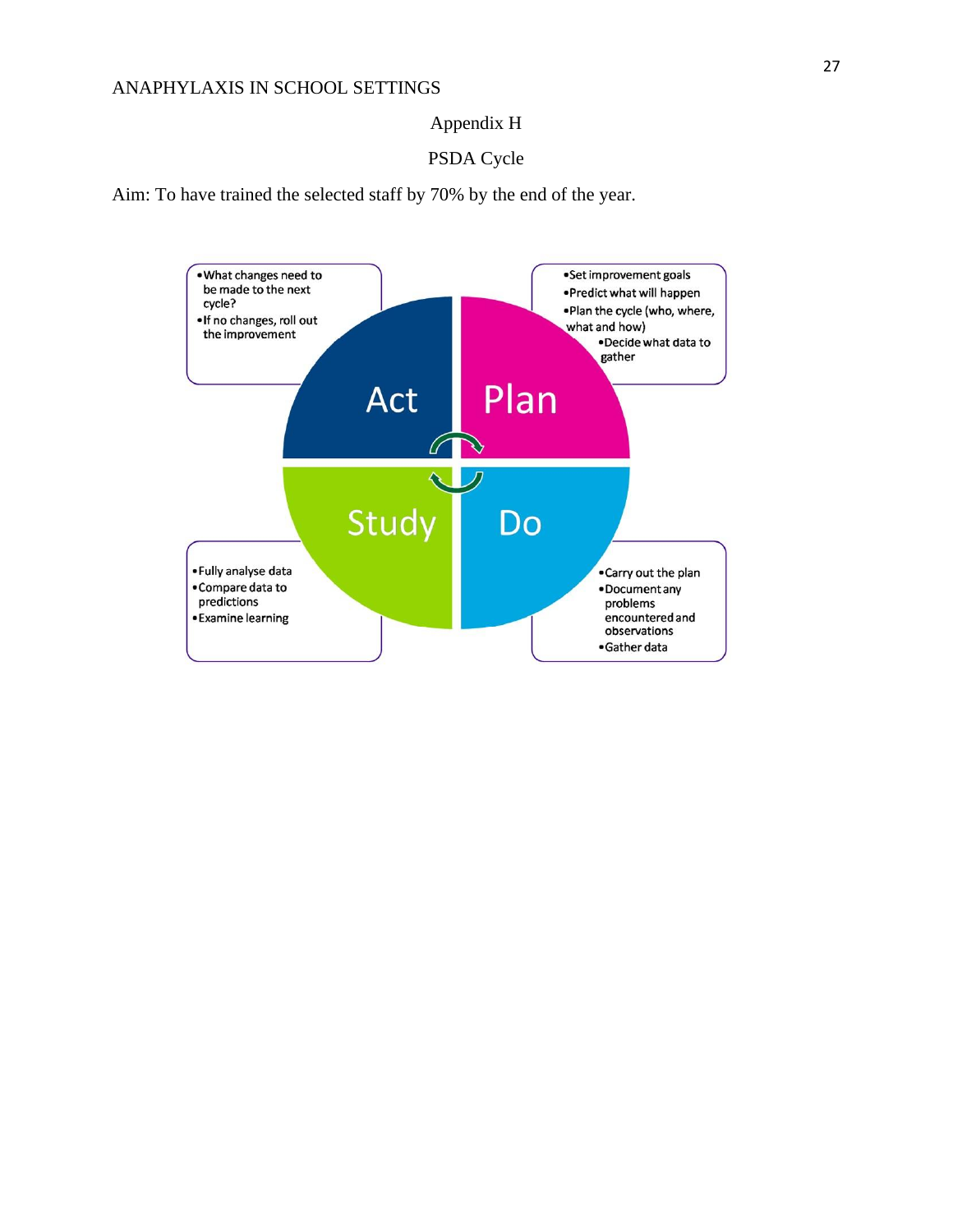Appendix H

PSDA Cycle

Aim: To have trained the selected staff by 70% by the end of the year.

- What changes need to be made to the next cycle?
- If no changes, roll out the improvement

Act

- Set improvement goals
- Predict what will happen
- Plan the cycle (who, where, what and how)
- Decide what data to gather

Plan

Study

- Fully analyse data
- Compare data to predictions
- Examine learning

Do

- Carry out the plan
- Document any problems encountered and observations
- Gather data